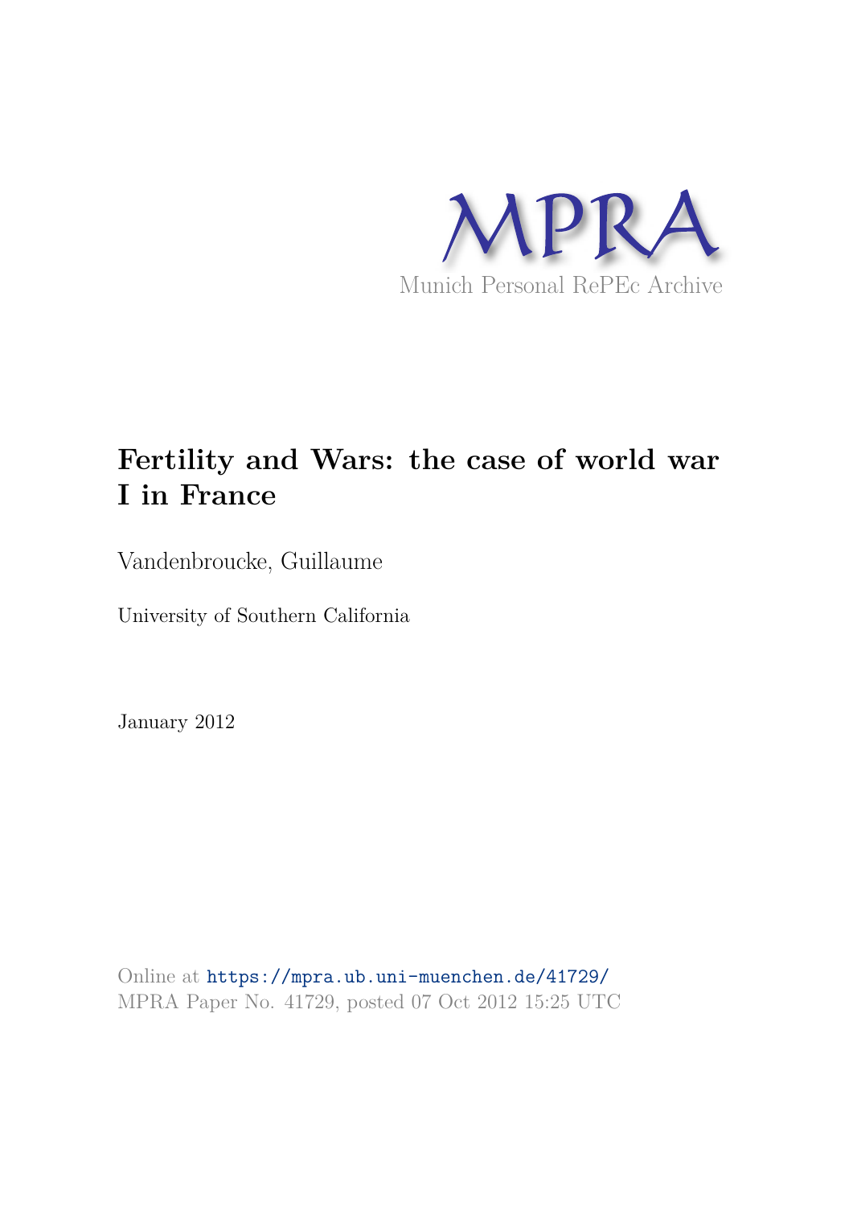MPRA

Munich Personal RePEc Archive

# Fertility and Wars: the case of world war I in France

Vandenbroucke, Guillaume

University of Southern California

January 2012

Online at https://mpra.ub.uni-muenchen.de/41729/
MPRA Paper No. 41729, posted 07 Oct 2012 15:25 UTC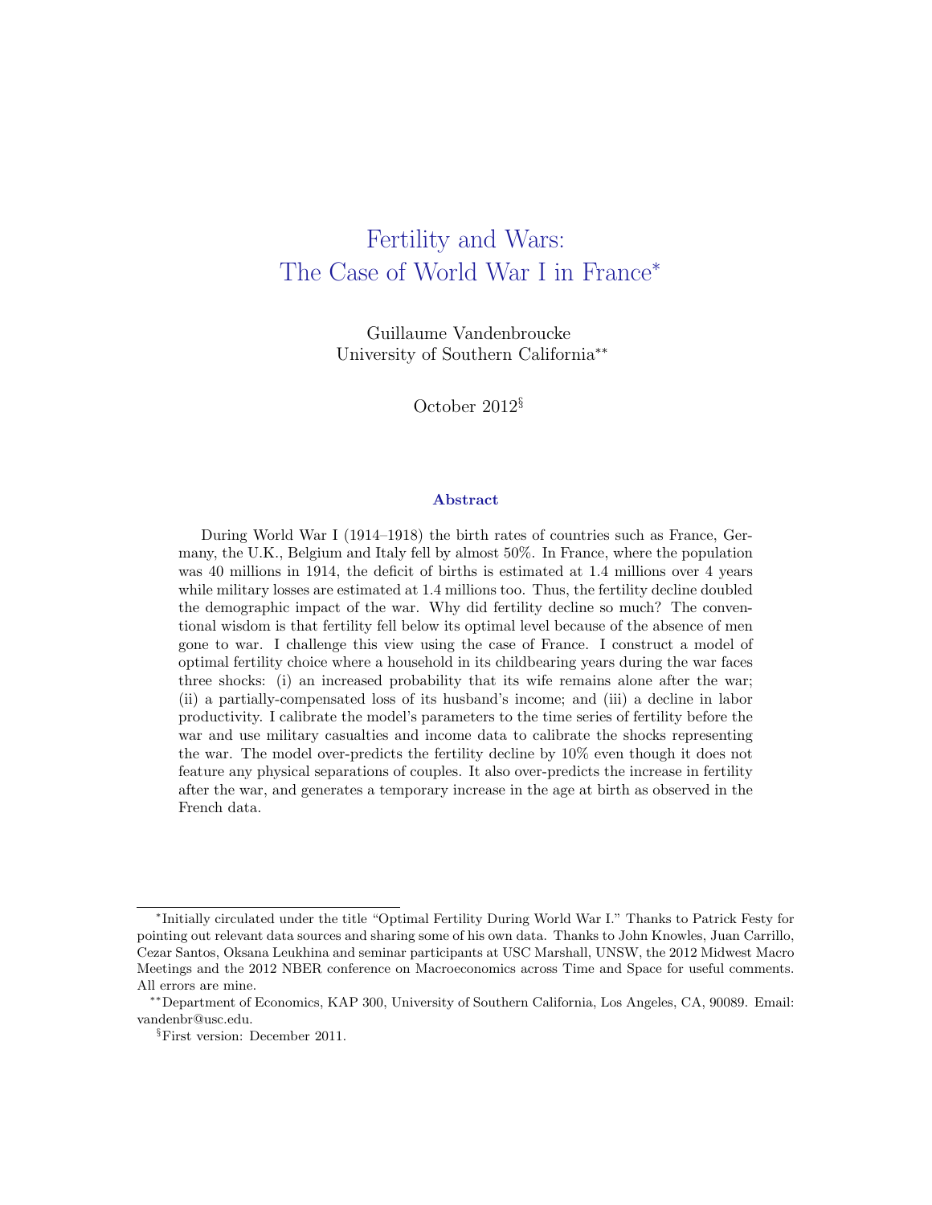# Fertility and Wars: The Case of World War I in France*

Guillaume Vandenbroucke
University of Southern California**

October 2012§

### Abstract

During World War I (1914–1918) the birth rates of countries such as France, Germany, the U.K., Belgium and Italy fell by almost 50%. In France, where the population was 40 millions in 1914, the deficit of births is estimated at 1.4 millions over 4 years while military losses are estimated at 1.4 millions too. Thus, the fertility decline doubled the demographic impact of the war. Why did fertility decline so much? The conventional wisdom is that fertility fell below its optimal level because of the absence of men gone to war. I challenge this view using the case of France. I construct a model of optimal fertility choice where a household in its childbearing years during the war faces three shocks: (i) an increased probability that its wife remains alone after the war; (ii) a partially-compensated loss of its husband's income; and (iii) a decline in labor productivity. I calibrate the model's parameters to the time series of fertility before the war and use military casualties and income data to calibrate the shocks representing the war. The model over-predicts the fertility decline by 10% even though it does not feature any physical separations of couples. It also over-predicts the increase in fertility after the war, and generates a temporary increase in the age at birth as observed in the French data.

---

*Initially circulated under the title "Optimal Fertility During World War I." Thanks to Patrick Festy for pointing out relevant data sources and sharing some of his own data. Thanks to John Knowles, Juan Carrillo, Cezar Santos, Oksana Leukhina and seminar participants at USC Marshall, UNSW, the 2012 Midwest Macro Meetings and the 2012 NBER conference on Macroeconomics across Time and Space for useful comments. All errors are mine.

**Department of Economics, KAP 300, University of Southern California, Los Angeles, CA, 90089. Email: vandenbr@usc.edu.

§First version: December 2011.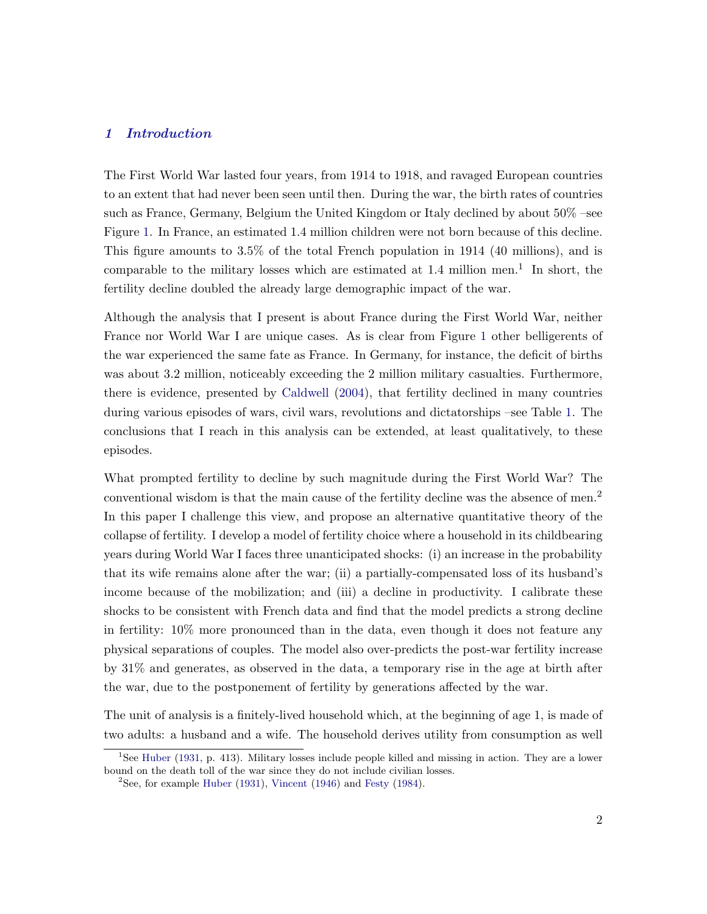## *1 Introduction*

The First World War lasted four years, from 1914 to 1918, and ravaged European countries to an extent that had never been seen until then. During the war, the birth rates of countries such as France, Germany, Belgium the United Kingdom or Italy declined by about 50% –see Figure 1. In France, an estimated 1.4 million children were not born because of this decline. This figure amounts to 3.5% of the total French population in 1914 (40 millions), and is comparable to the military losses which are estimated at 1.4 million men.[1] In short, the fertility decline doubled the already large demographic impact of the war.

Although the analysis that I present is about France during the First World War, neither France nor World War I are unique cases. As is clear from Figure 1 other belligerents of the war experienced the same fate as France. In Germany, for instance, the deficit of births was about 3.2 million, noticeably exceeding the 2 million military casualties. Furthermore, there is evidence, presented by Caldwell (2004), that fertility declined in many countries during various episodes of wars, civil wars, revolutions and dictatorships –see Table 1. The conclusions that I reach in this analysis can be extended, at least qualitatively, to these episodes.

What prompted fertility to decline by such magnitude during the First World War? The conventional wisdom is that the main cause of the fertility decline was the absence of men.[2] In this paper I challenge this view, and propose an alternative quantitative theory of the collapse of fertility. I develop a model of fertility choice where a household in its childbearing years during World War I faces three unanticipated shocks: (i) an increase in the probability that its wife remains alone after the war; (ii) a partially-compensated loss of its husband's income because of the mobilization; and (iii) a decline in productivity. I calibrate these shocks to be consistent with French data and find that the model predicts a strong decline in fertility: 10% more pronounced than in the data, even though it does not feature any physical separations of couples. The model also over-predicts the post-war fertility increase by 31% and generates, as observed in the data, a temporary rise in the age at birth after the war, due to the postponement of fertility by generations affected by the war.

The unit of analysis is a finitely-lived household which, at the beginning of age 1, is made of two adults: a husband and a wife. The household derives utility from consumption as well

[1] See Huber (1931, p. 413). Military losses include people killed and missing in action. They are a lower bound on the death toll of the war since they do not include civilian losses.

[2] See, for example Huber (1931), Vincent (1946) and Festy (1984).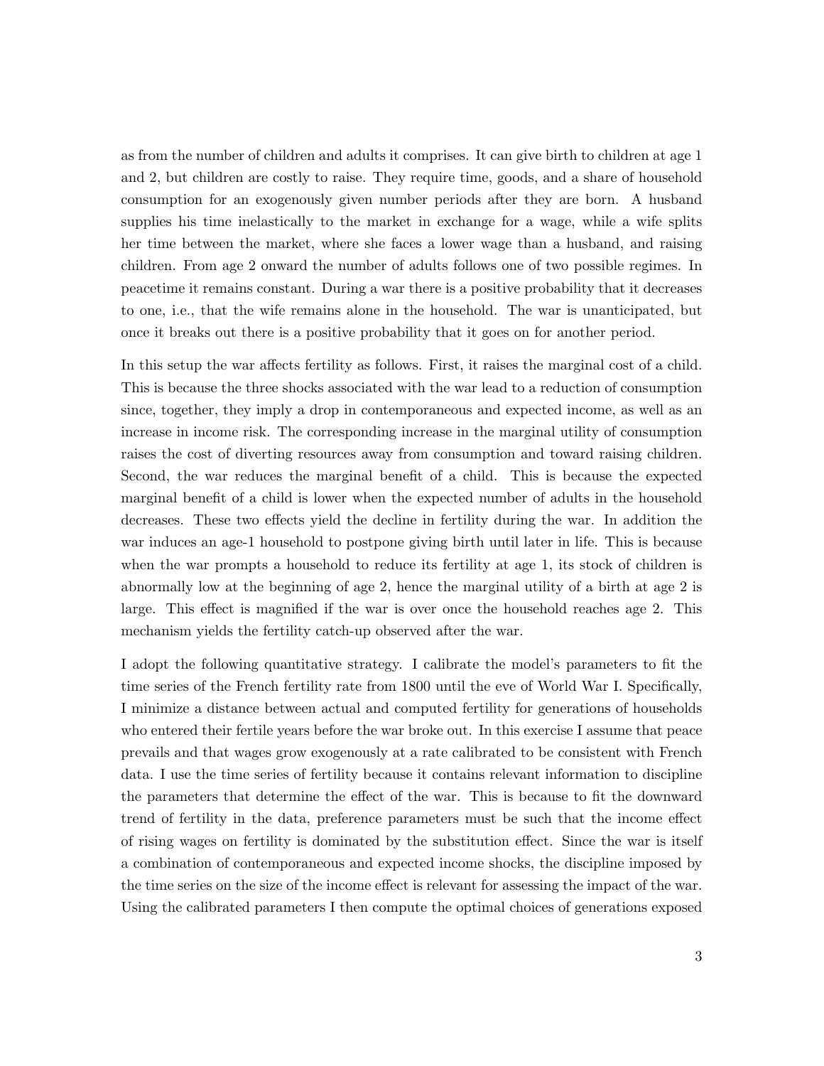as from the number of children and adults it comprises. It can give birth to children at age 1 and 2, but children are costly to raise. They require time, goods, and a share of household consumption for an exogenously given number periods after they are born. A husband supplies his time inelastically to the market in exchange for a wage, while a wife splits her time between the market, where she faces a lower wage than a husband, and raising children. From age 2 onward the number of adults follows one of two possible regimes. In peacetime it remains constant. During a war there is a positive probability that it decreases to one, i.e., that the wife remains alone in the household. The war is unanticipated, but once it breaks out there is a positive probability that it goes on for another period.

In this setup the war affects fertility as follows. First, it raises the marginal cost of a child. This is because the three shocks associated with the war lead to a reduction of consumption since, together, they imply a drop in contemporaneous and expected income, as well as an increase in income risk. The corresponding increase in the marginal utility of consumption raises the cost of diverting resources away from consumption and toward raising children. Second, the war reduces the marginal benefit of a child. This is because the expected marginal benefit of a child is lower when the expected number of adults in the household decreases. These two effects yield the decline in fertility during the war. In addition the war induces an age-1 household to postpone giving birth until later in life. This is because when the war prompts a household to reduce its fertility at age 1, its stock of children is abnormally low at the beginning of age 2, hence the marginal utility of a birth at age 2 is large. This effect is magnified if the war is over once the household reaches age 2. This mechanism yields the fertility catch-up observed after the war.

I adopt the following quantitative strategy. I calibrate the model's parameters to fit the time series of the French fertility rate from 1800 until the eve of World War I. Specifically, I minimize a distance between actual and computed fertility for generations of households who entered their fertile years before the war broke out. In this exercise I assume that peace prevails and that wages grow exogenously at a rate calibrated to be consistent with French data. I use the time series of fertility because it contains relevant information to discipline the parameters that determine the effect of the war. This is because to fit the downward trend of fertility in the data, preference parameters must be such that the income effect of rising wages on fertility is dominated by the substitution effect. Since the war is itself a combination of contemporaneous and expected income shocks, the discipline imposed by the time series on the size of the income effect is relevant for assessing the impact of the war. Using the calibrated parameters I then compute the optimal choices of generations exposed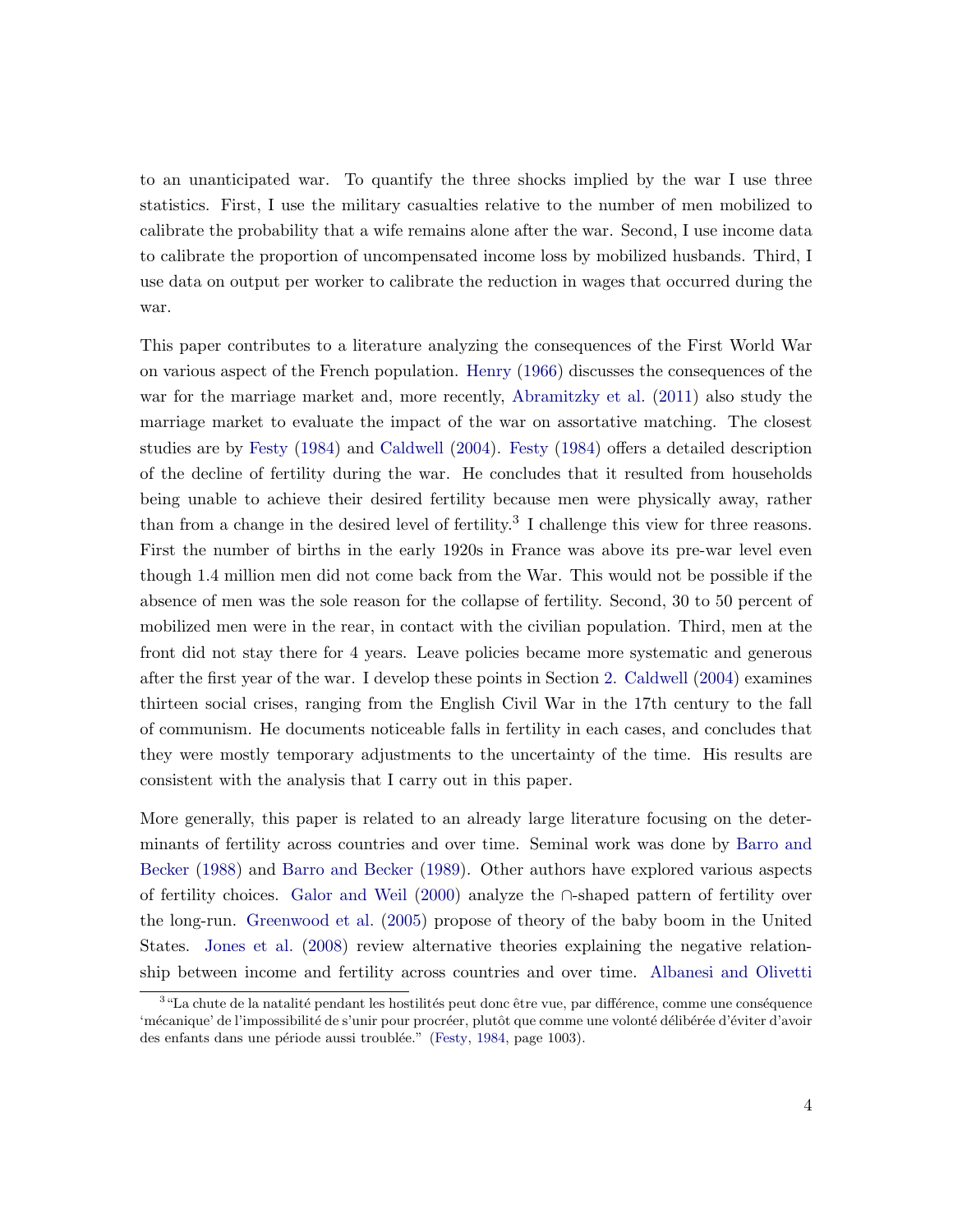to an unanticipated war. To quantify the three shocks implied by the war I use three statistics. First, I use the military casualties relative to the number of men mobilized to calibrate the probability that a wife remains alone after the war. Second, I use income data to calibrate the proportion of uncompensated income loss by mobilized husbands. Third, I use data on output per worker to calibrate the reduction in wages that occurred during the war.

This paper contributes to a literature analyzing the consequences of the First World War on various aspect of the French population. Henry (1966) discusses the consequences of the war for the marriage market and, more recently, Abramitzky et al. (2011) also study the marriage market to evaluate the impact of the war on assortative matching. The closest studies are by Festy (1984) and Caldwell (2004). Festy (1984) offers a detailed description of the decline of fertility during the war. He concludes that it resulted from households being unable to achieve their desired fertility because men were physically away, rather than from a change in the desired level of fertility.[3] I challenge this view for three reasons. First the number of births in the early 1920s in France was above its pre-war level even though 1.4 million men did not come back from the War. This would not be possible if the absence of men was the sole reason for the collapse of fertility. Second, 30 to 50 percent of mobilized men were in the rear, in contact with the civilian population. Third, men at the front did not stay there for 4 years. Leave policies became more systematic and generous after the first year of the war. I develop these points in Section 2. Caldwell (2004) examines thirteen social crises, ranging from the English Civil War in the 17th century to the fall of communism. He documents noticeable falls in fertility in each cases, and concludes that they were mostly temporary adjustments to the uncertainty of the time. His results are consistent with the analysis that I carry out in this paper.

More generally, this paper is related to an already large literature focusing on the determinants of fertility across countries and over time. Seminal work was done by Barro and Becker (1988) and Barro and Becker (1989). Other authors have explored various aspects of fertility choices. Galor and Weil (2000) analyze the $\cap$-shaped pattern of fertility over the long-run. Greenwood et al. (2005) propose of theory of the baby boom in the United States. Jones et al. (2008) review alternative theories explaining the negative relationship between income and fertility across countries and over time. Albanesi and Olivetti

[3] "La chute de la natalité pendant les hostilités peut donc être vue, par différence, comme une conséquence 'mécanique' de l'impossibilité de s'unir pour procréer, plutôt que comme une volonté délibérée d'éviter d'avoir des enfants dans une période aussi troublée." (Festy, 1984, page 1003).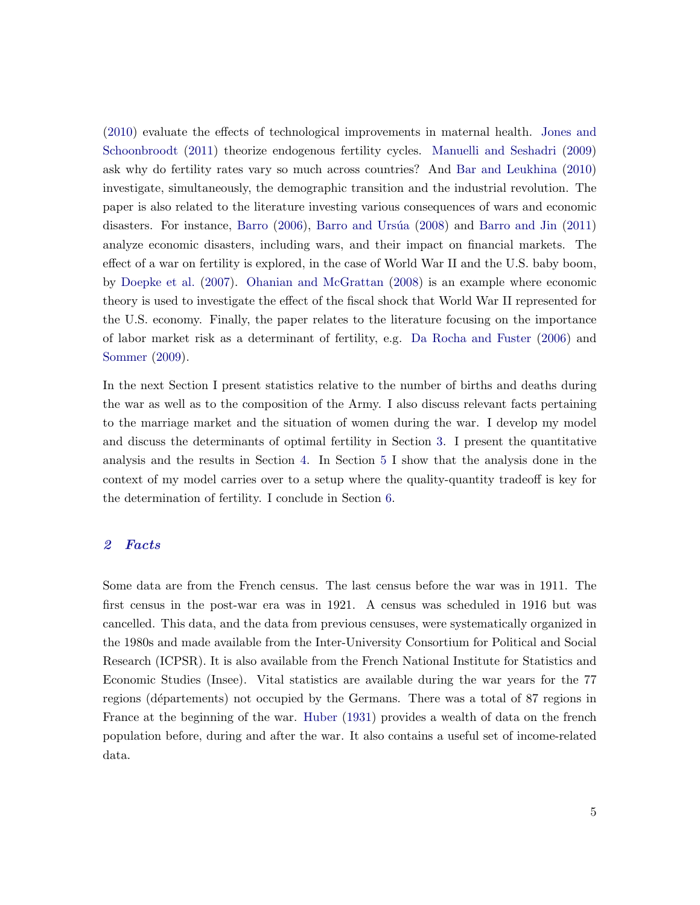(2010) evaluate the effects of technological improvements in maternal health. Jones and Schoonbroodt (2011) theorize endogenous fertility cycles. Manuelli and Seshadri (2009) ask why do fertility rates vary so much across countries? And Bar and Leukhina (2010) investigate, simultaneously, the demographic transition and the industrial revolution. The paper is also related to the literature investing various consequences of wars and economic disasters. For instance, Barro (2006), Barro and Ursúa (2008) and Barro and Jin (2011) analyze economic disasters, including wars, and their impact on financial markets. The effect of a war on fertility is explored, in the case of World War II and the U.S. baby boom, by Doepke et al. (2007). Ohanian and McGrattan (2008) is an example where economic theory is used to investigate the effect of the fiscal shock that World War II represented for the U.S. economy. Finally, the paper relates to the literature focusing on the importance of labor market risk as a determinant of fertility, e.g. Da Rocha and Fuster (2006) and Sommer (2009).

In the next Section I present statistics relative to the number of births and deaths during the war as well as to the composition of the Army. I also discuss relevant facts pertaining to the marriage market and the situation of women during the war. I develop my model and discuss the determinants of optimal fertility in Section 3. I present the quantitative analysis and the results in Section 4. In Section 5 I show that the analysis done in the context of my model carries over to a setup where the quality-quantity tradeoff is key for the determination of fertility. I conclude in Section 6.

## *2 Facts*

Some data are from the French census. The last census before the war was in 1911. The first census in the post-war era was in 1921. A census was scheduled in 1916 but was cancelled. This data, and the data from previous censuses, were systematically organized in the 1980s and made available from the Inter-University Consortium for Political and Social Research (ICPSR). It is also available from the French National Institute for Statistics and Economic Studies (Insee). Vital statistics are available during the war years for the 77 regions (départements) not occupied by the Germans. There was a total of 87 regions in France at the beginning of the war. Huber (1931) provides a wealth of data on the french population before, during and after the war. It also contains a useful set of income-related data.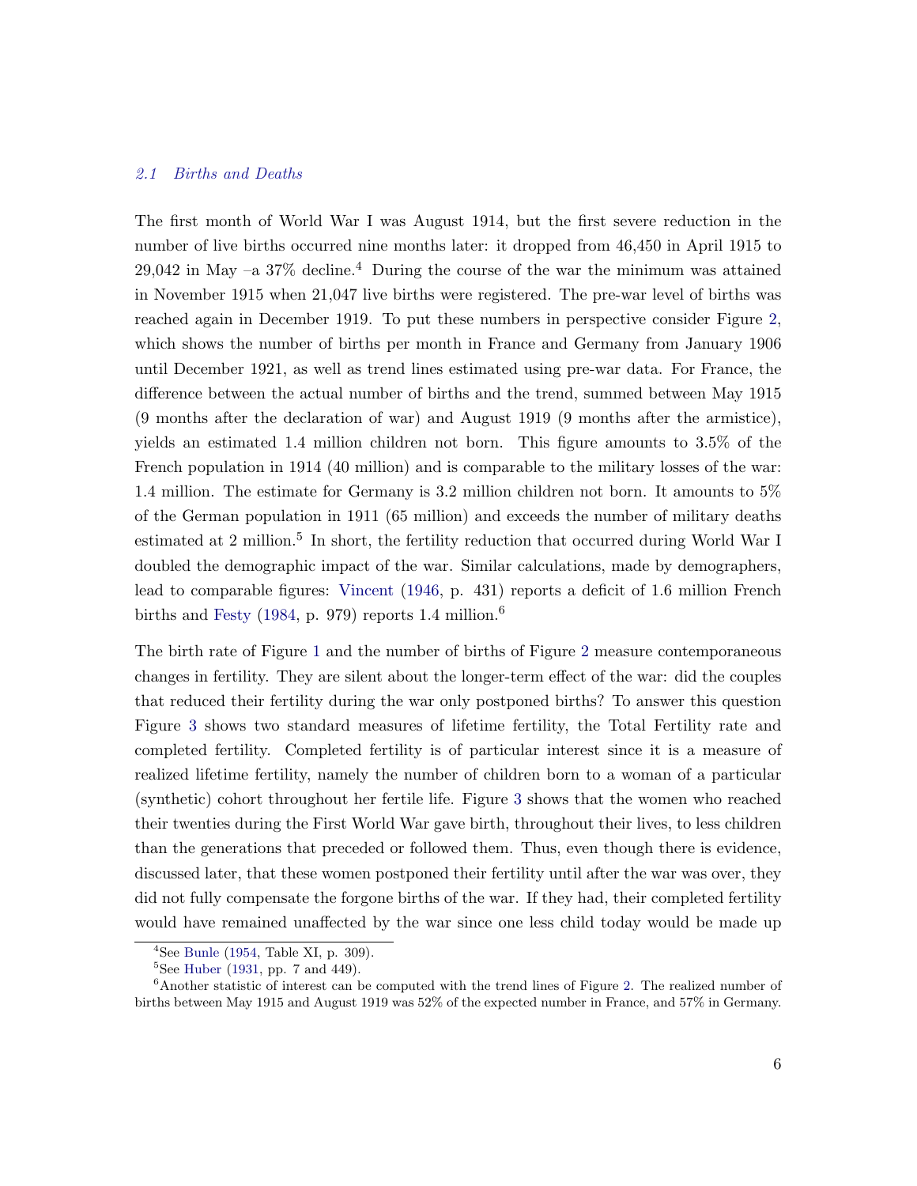### *2.1 Births and Deaths*

The first month of World War I was August 1914, but the first severe reduction in the number of live births occurred nine months later: it dropped from 46,450 in April 1915 to 29,042 in May –a 37% decline.[4] During the course of the war the minimum was attained in November 1915 when 21,047 live births were registered. The pre-war level of births was reached again in December 1919. To put these numbers in perspective consider Figure 2, which shows the number of births per month in France and Germany from January 1906 until December 1921, as well as trend lines estimated using pre-war data. For France, the difference between the actual number of births and the trend, summed between May 1915 (9 months after the declaration of war) and August 1919 (9 months after the armistice), yields an estimated 1.4 million children not born. This figure amounts to 3.5% of the French population in 1914 (40 million) and is comparable to the military losses of the war: 1.4 million. The estimate for Germany is 3.2 million children not born. It amounts to 5% of the German population in 1911 (65 million) and exceeds the number of military deaths estimated at 2 million.[5] In short, the fertility reduction that occurred during World War I doubled the demographic impact of the war. Similar calculations, made by demographers, lead to comparable figures: Vincent (1946, p. 431) reports a deficit of 1.6 million French births and Festy (1984, p. 979) reports 1.4 million.[6]

The birth rate of Figure 1 and the number of births of Figure 2 measure contemporaneous changes in fertility. They are silent about the longer-term effect of the war: did the couples that reduced their fertility during the war only postponed births? To answer this question Figure 3 shows two standard measures of lifetime fertility, the Total Fertility rate and completed fertility. Completed fertility is of particular interest since it is a measure of realized lifetime fertility, namely the number of children born to a woman of a particular (synthetic) cohort throughout her fertile life. Figure 3 shows that the women who reached their twenties during the First World War gave birth, throughout their lives, to less children than the generations that preceded or followed them. Thus, even though there is evidence, discussed later, that these women postponed their fertility until after the war was over, they did not fully compensate the forgone births of the war. If they had, their completed fertility would have remained unaffected by the war since one less child today would be made up

[4] See Bunle (1954, Table XI, p. 309).

[5] See Huber (1931, pp. 7 and 449).

[6] Another statistic of interest can be computed with the trend lines of Figure 2. The realized number of births between May 1915 and August 1919 was 52% of the expected number in France, and 57% in Germany.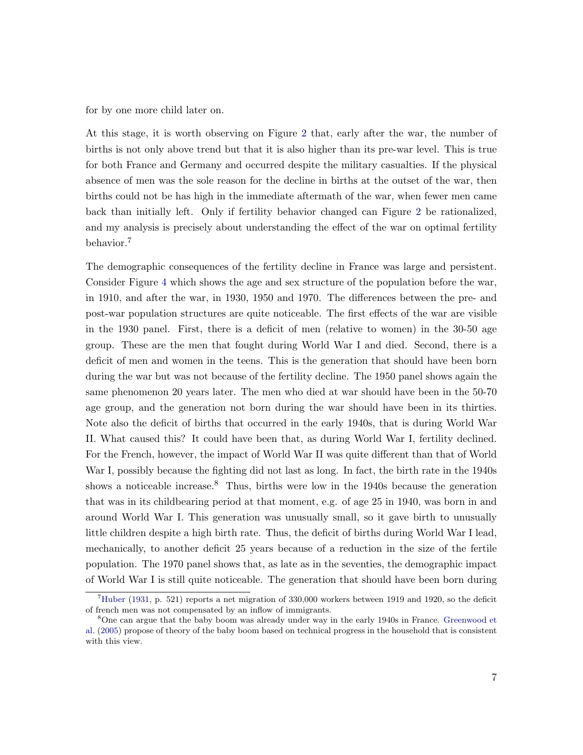for by one more child later on.

At this stage, it is worth observing on Figure 2 that, early after the war, the number of births is not only above trend but that it is also higher than its pre-war level. This is true for both France and Germany and occurred despite the military casualties. If the physical absence of men was the sole reason for the decline in births at the outset of the war, then births could not be has high in the immediate aftermath of the war, when fewer men came back than initially left. Only if fertility behavior changed can Figure 2 be rationalized, and my analysis is precisely about understanding the effect of the war on optimal fertility behavior.[7]

The demographic consequences of the fertility decline in France was large and persistent. Consider Figure 4 which shows the age and sex structure of the population before the war, in 1910, and after the war, in 1930, 1950 and 1970. The differences between the pre- and post-war population structures are quite noticeable. The first effects of the war are visible in the 1930 panel. First, there is a deficit of men (relative to women) in the 30-50 age group. These are the men that fought during World War I and died. Second, there is a deficit of men and women in the teens. This is the generation that should have been born during the war but was not because of the fertility decline. The 1950 panel shows again the same phenomenon 20 years later. The men who died at war should have been in the 50-70 age group, and the generation not born during the war should have been in its thirties. Note also the deficit of births that occurred in the early 1940s, that is during World War II. What caused this? It could have been that, as during World War I, fertility declined. For the French, however, the impact of World War II was quite different than that of World War I, possibly because the fighting did not last as long. In fact, the birth rate in the 1940s shows a noticeable increase.[8] Thus, births were low in the 1940s because the generation that was in its childbearing period at that moment, e.g. of age 25 in 1940, was born in and around World War I. This generation was unusually small, so it gave birth to unusually little children despite a high birth rate. Thus, the deficit of births during World War I lead, mechanically, to another deficit 25 years because of a reduction in the size of the fertile population. The 1970 panel shows that, as late as in the seventies, the demographic impact of World War I is still quite noticeable. The generation that should have been born during

[7] Huber (1931, p. 521) reports a net migration of 330,000 workers between 1919 and 1920, so the deficit of french men was not compensated by an inflow of immigrants.

[8] One can argue that the baby boom was already under way in the early 1940s in France. Greenwood et al. (2005) propose of theory of the baby boom based on technical progress in the household that is consistent with this view.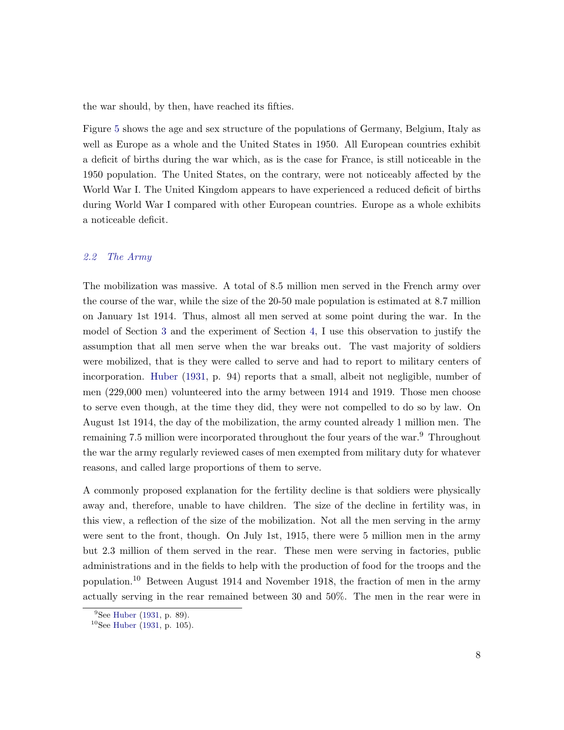the war should, by then, have reached its fifties.

Figure 5 shows the age and sex structure of the populations of Germany, Belgium, Italy as well as Europe as a whole and the United States in 1950. All European countries exhibit a deficit of births during the war which, as is the case for France, is still noticeable in the 1950 population. The United States, on the contrary, were not noticeably affected by the World War I. The United Kingdom appears to have experienced a reduced deficit of births during World War I compared with other European countries. Europe as a whole exhibits a noticeable deficit.

### *2.2 The Army*

The mobilization was massive. A total of 8.5 million men served in the French army over the course of the war, while the size of the 20-50 male population is estimated at 8.7 million on January 1st 1914. Thus, almost all men served at some point during the war. In the model of Section 3 and the experiment of Section 4, I use this observation to justify the assumption that all men serve when the war breaks out. The vast majority of soldiers were mobilized, that is they were called to serve and had to report to military centers of incorporation. Huber (1931, p. 94) reports that a small, albeit not negligible, number of men (229,000 men) volunteered into the army between 1914 and 1919. Those men choose to serve even though, at the time they did, they were not compelled to do so by law. On August 1st 1914, the day of the mobilization, the army counted already 1 million men. The remaining 7.5 million were incorporated throughout the four years of the war.[9] Throughout the war the army regularly reviewed cases of men exempted from military duty for whatever reasons, and called large proportions of them to serve.

A commonly proposed explanation for the fertility decline is that soldiers were physically away and, therefore, unable to have children. The size of the decline in fertility was, in this view, a reflection of the size of the mobilization. Not all the men serving in the army were sent to the front, though. On July 1st, 1915, there were 5 million men in the army but 2.3 million of them served in the rear. These men were serving in factories, public administrations and in the fields to help with the production of food for the troops and the population.[10] Between August 1914 and November 1918, the fraction of men in the army actually serving in the rear remained between 30 and 50%. The men in the rear were in

[9] See Huber (1931, p. 89).

[10] See Huber (1931, p. 105).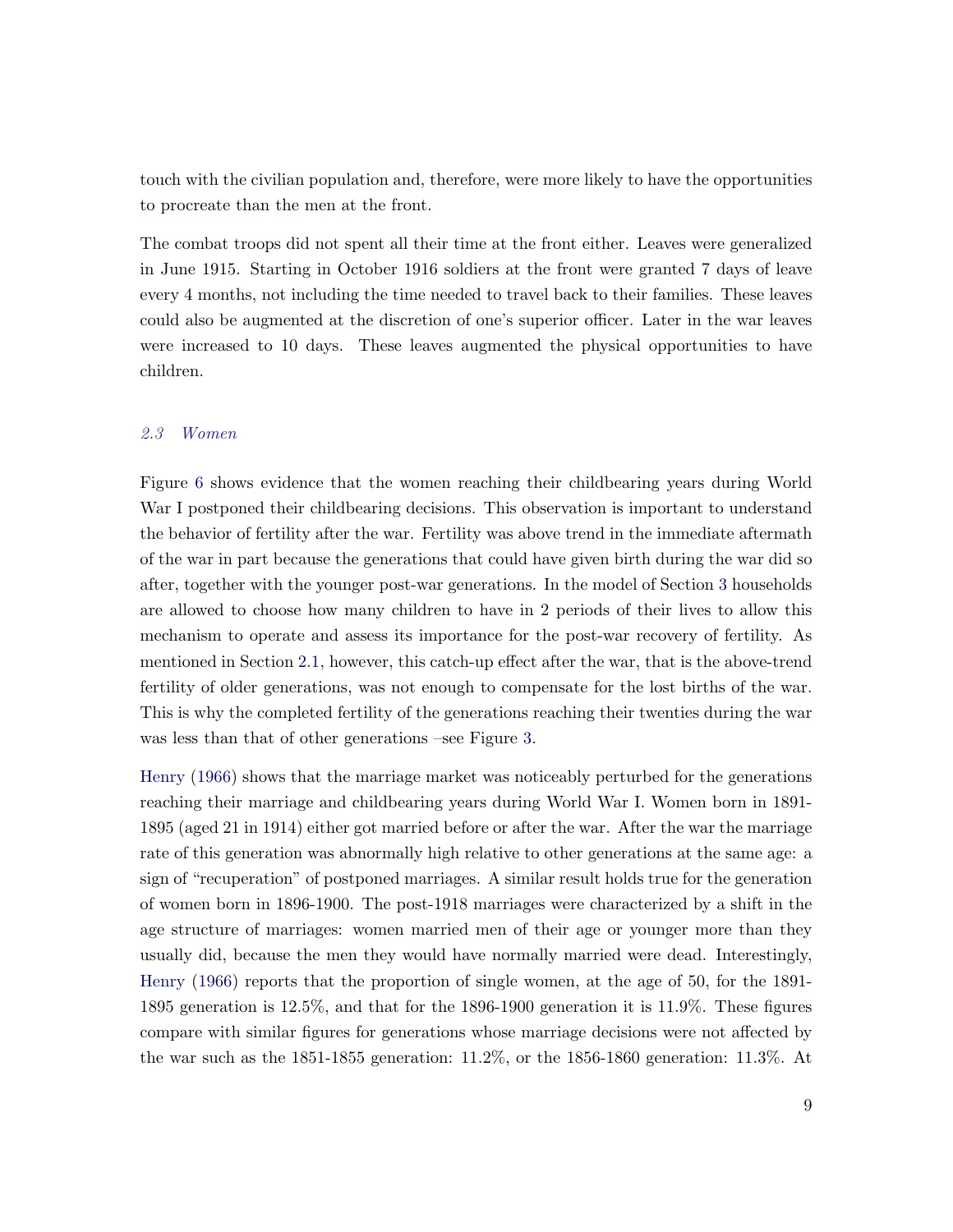touch with the civilian population and, therefore, were more likely to have the opportunities to procreate than the men at the front.

The combat troops did not spent all their time at the front either. Leaves were generalized in June 1915. Starting in October 1916 soldiers at the front were granted 7 days of leave every 4 months, not including the time needed to travel back to their families. These leaves could also be augmented at the discretion of one's superior officer. Later in the war leaves were increased to 10 days. These leaves augmented the physical opportunities to have children.

### 2.3 Women

Figure 6 shows evidence that the women reaching their childbearing years during World War I postponed their childbearing decisions. This observation is important to understand the behavior of fertility after the war. Fertility was above trend in the immediate aftermath of the war in part because the generations that could have given birth during the war did so after, together with the younger post-war generations. In the model of Section 3 households are allowed to choose how many children to have in 2 periods of their lives to allow this mechanism to operate and assess its importance for the post-war recovery of fertility. As mentioned in Section 2.1, however, this catch-up effect after the war, that is the above-trend fertility of older generations, was not enough to compensate for the lost births of the war. This is why the completed fertility of the generations reaching their twenties during the war was less than that of other generations –see Figure 3.

Henry (1966) shows that the marriage market was noticeably perturbed for the generations reaching their marriage and childbearing years during World War I. Women born in 1891-1895 (aged 21 in 1914) either got married before or after the war. After the war the marriage rate of this generation was abnormally high relative to other generations at the same age: a sign of "recuperation" of postponed marriages. A similar result holds true for the generation of women born in 1896-1900. The post-1918 marriages were characterized by a shift in the age structure of marriages: women married men of their age or younger more than they usually did, because the men they would have normally married were dead. Interestingly, Henry (1966) reports that the proportion of single women, at the age of 50, for the 1891-1895 generation is 12.5%, and that for the 1896-1900 generation it is 11.9%. These figures compare with similar figures for generations whose marriage decisions were not affected by the war such as the 1851-1855 generation: 11.2%, or the 1856-1860 generation: 11.3%. At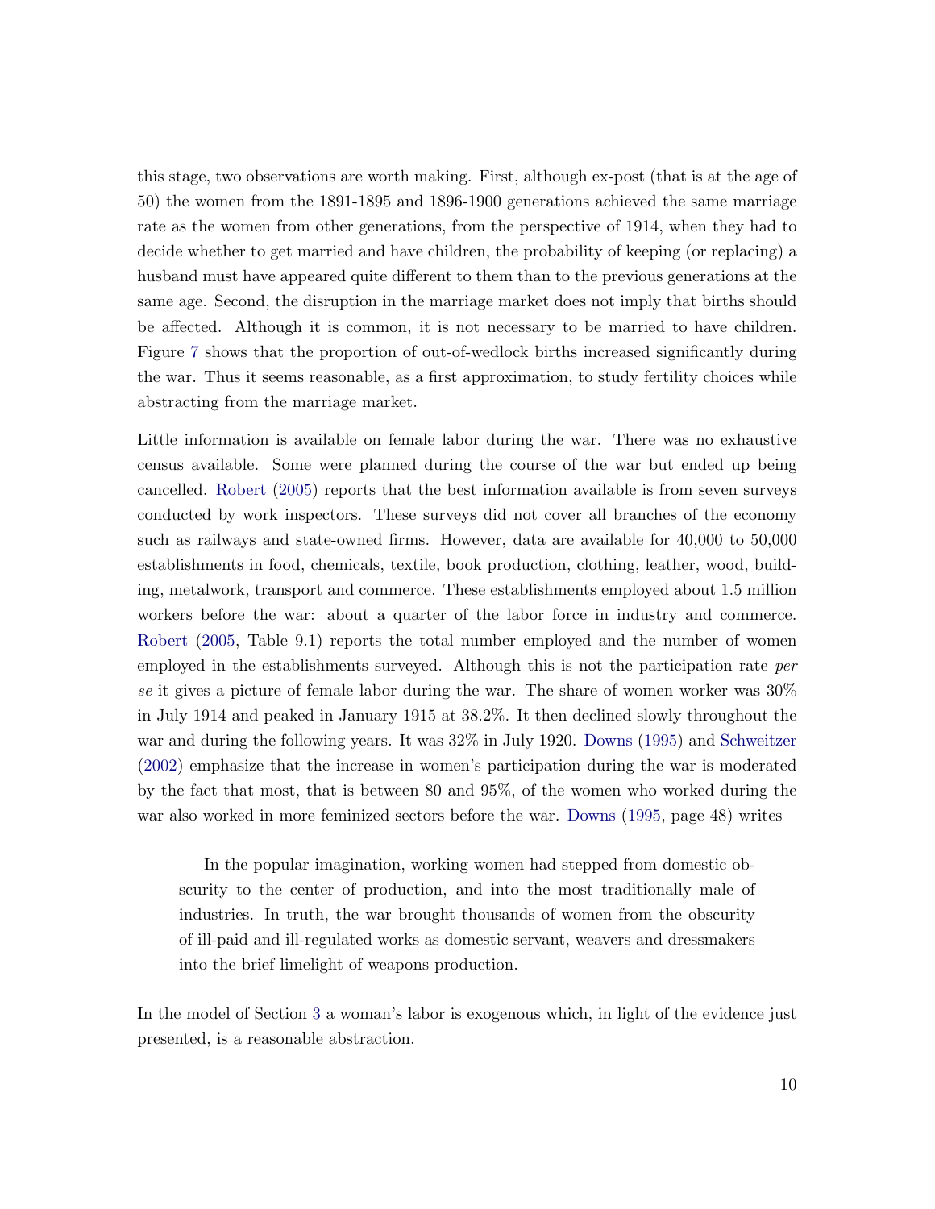this stage, two observations are worth making. First, although ex-post (that is at the age of 50) the women from the 1891-1895 and 1896-1900 generations achieved the same marriage rate as the women from other generations, from the perspective of 1914, when they had to decide whether to get married and have children, the probability of keeping (or replacing) a husband must have appeared quite different to them than to the previous generations at the same age. Second, the disruption in the marriage market does not imply that births should be affected. Although it is common, it is not necessary to be married to have children. Figure 7 shows that the proportion of out-of-wedlock births increased significantly during the war. Thus it seems reasonable, as a first approximation, to study fertility choices while abstracting from the marriage market.

Little information is available on female labor during the war. There was no exhaustive census available. Some were planned during the course of the war but ended up being cancelled. Robert (2005) reports that the best information available is from seven surveys conducted by work inspectors. These surveys did not cover all branches of the economy such as railways and state-owned firms. However, data are available for 40,000 to 50,000 establishments in food, chemicals, textile, book production, clothing, leather, wood, building, metalwork, transport and commerce. These establishments employed about 1.5 million workers before the war: about a quarter of the labor force in industry and commerce. Robert (2005, Table 9.1) reports the total number employed and the number of women employed in the establishments surveyed. Although this is not the participation rate *per se* it gives a picture of female labor during the war. The share of women worker was 30% in July 1914 and peaked in January 1915 at 38.2%. It then declined slowly throughout the war and during the following years. It was 32% in July 1920. Downs (1995) and Schweitzer (2002) emphasize that the increase in women's participation during the war is moderated by the fact that most, that is between 80 and 95%, of the women who worked during the war also worked in more feminized sectors before the war. Downs (1995, page 48) writes

> In the popular imagination, working women had stepped from domestic obscurity to the center of production, and into the most traditionally male of industries. In truth, the war brought thousands of women from the obscurity of ill-paid and ill-regulated works as domestic servant, weavers and dressmakers into the brief limelight of weapons production.

In the model of Section 3 a woman's labor is exogenous which, in light of the evidence just presented, is a reasonable abstraction.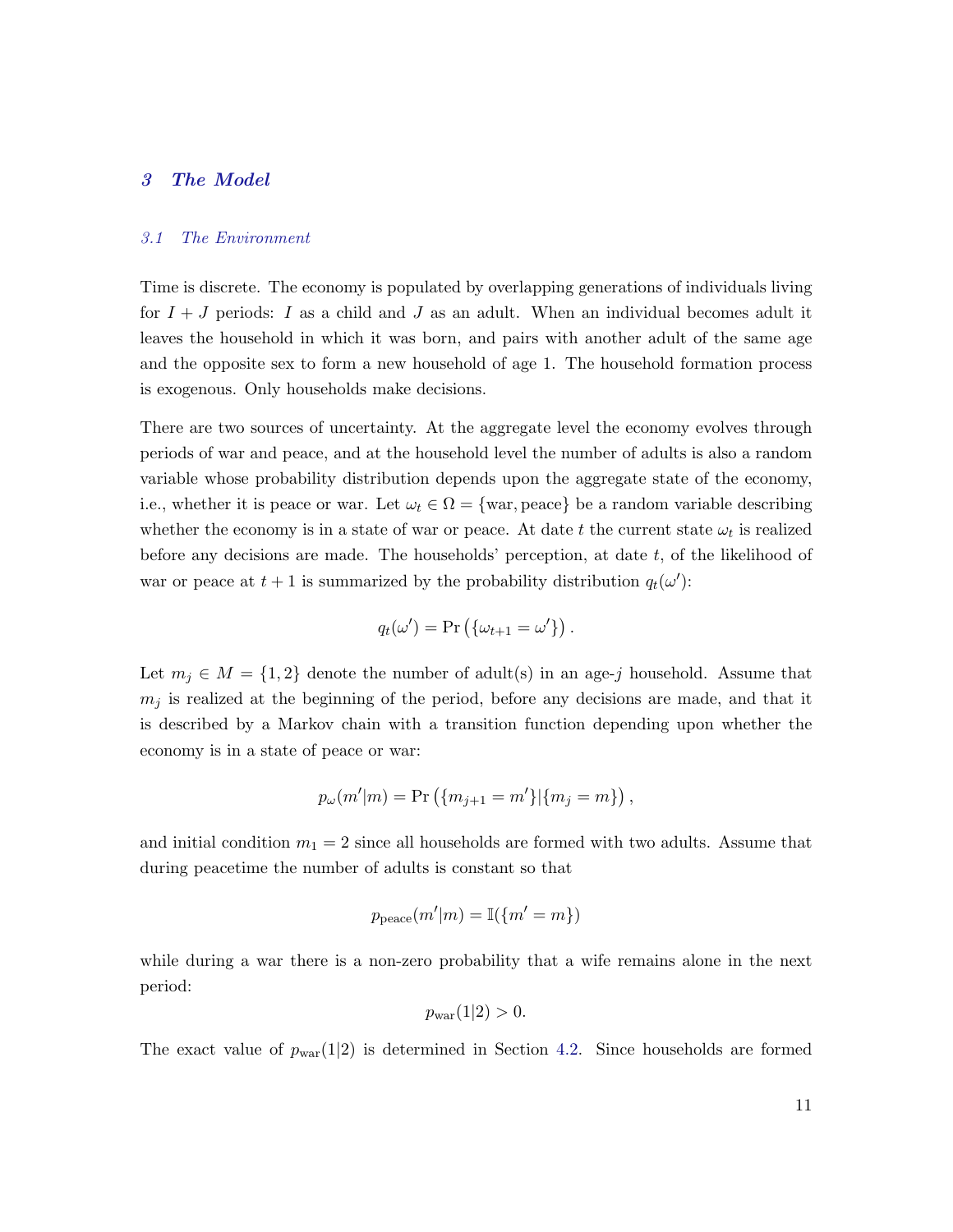## 3 The Model

### 3.1 The Environment

Time is discrete. The economy is populated by overlapping generations of individuals living for $I + J$ periods: $I$ as a child and $J$ as an adult. When an individual becomes adult it leaves the household in which it was born, and pairs with another adult of the same age and the opposite sex to form a new household of age 1. The household formation process is exogenous. Only households make decisions.

There are two sources of uncertainty. At the aggregate level the economy evolves through periods of war and peace, and at the household level the number of adults is also a random variable whose probability distribution depends upon the aggregate state of the economy, i.e., whether it is peace or war. Let $\omega_t \in \Omega = \{\text{war}, \text{peace}\}$ be a random variable describing whether the economy is in a state of war or peace. At date $t$ the current state $\omega_t$ is realized before any decisions are made. The households' perception, at date $t$, of the likelihood of war or peace at $t+1$ is summarized by the probability distribution $q_t(\omega')$:

$$q_t(\omega') = \Pr\left(\{\omega_{t+1} = \omega'\}\right).$$

Let $m_j \in M = \{1, 2\}$ denote the number of adult(s) in an age-$j$ household. Assume that $m_j$ is realized at the beginning of the period, before any decisions are made, and that it is described by a Markov chain with a transition function depending upon whether the economy is in a state of peace or war:

$$p_\omega(m'|m) = \Pr\left(\{m_{j+1} = m'\}|\{m_j = m\}\right),$$

and initial condition $m_1 = 2$ since all households are formed with two adults. Assume that during peacetime the number of adults is constant so that

$$p_{\text{peace}}(m'|m) = \mathbb{I}(\{m' = m\})$$

while during a war there is a non-zero probability that a wife remains alone in the next period:

$$p_{\text{war}}(1|2) > 0.$$

The exact value of $p_{\text{war}}(1|2)$ is determined in Section 4.2. Since households are formed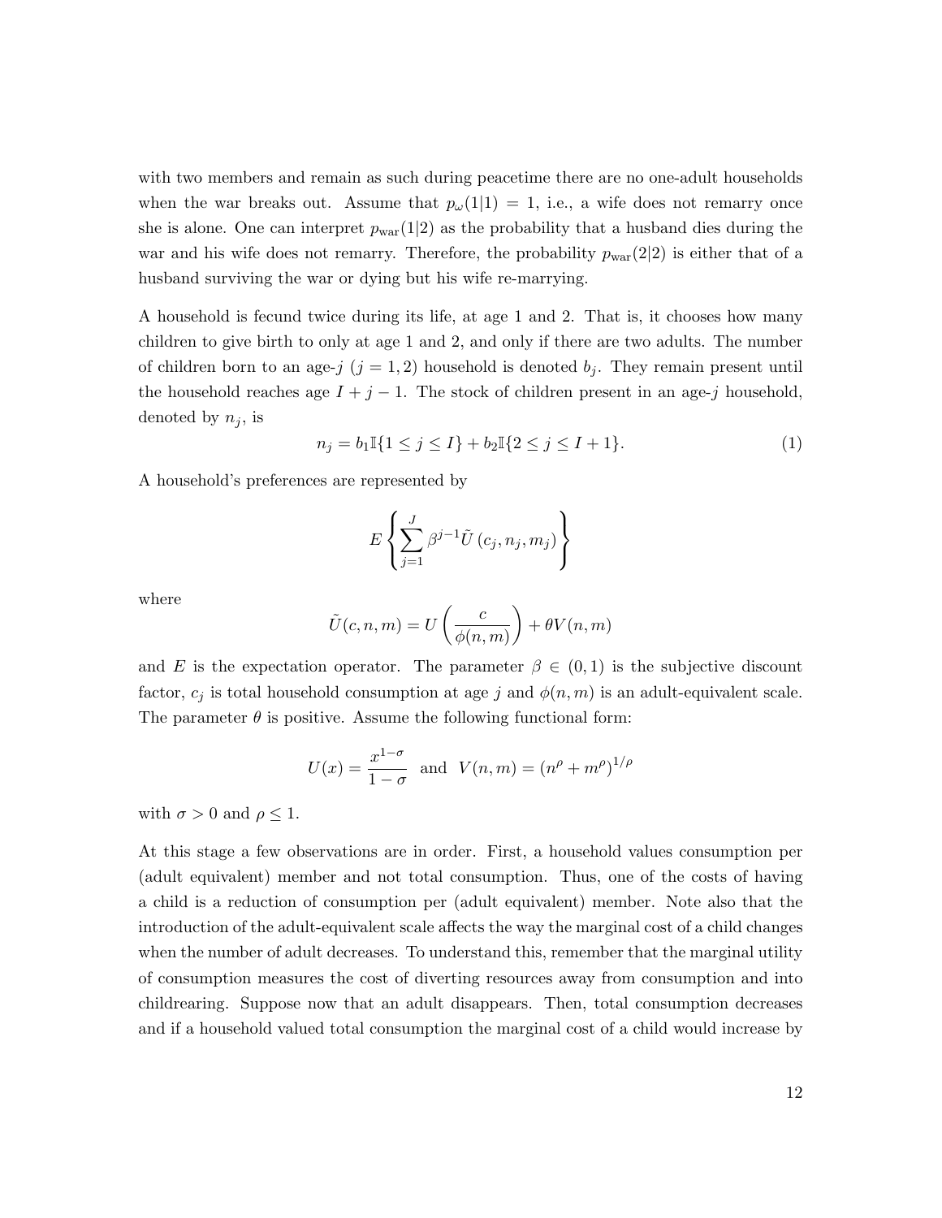with two members and remain as such during peacetime there are no one-adult households when the war breaks out. Assume that $p_\omega(1|1) = 1$, i.e., a wife does not remarry once she is alone. One can interpret $p_{\text{war}}(1|2)$ as the probability that a husband dies during the war and his wife does not remarry. Therefore, the probability $p_{\text{war}}(2|2)$ is either that of a husband surviving the war or dying but his wife re-marrying.

A household is fecund twice during its life, at age 1 and 2. That is, it chooses how many children to give birth to only at age 1 and 2, and only if there are two adults. The number of children born to an age-$j$ ($j = 1, 2$) household is denoted $b_j$. They remain present until the household reaches age $I + j - 1$. The stock of children present in an age-$j$ household, denoted by $n_j$, is

$$n_j = b_1 \mathbb{I}\{1 \leq j \leq I\} + b_2 \mathbb{I}\{2 \leq j \leq I + 1\}. \tag{1}$$

A household's preferences are represented by

$$E \left\{ \sum_{j=1}^{J} \beta^{j-1} \tilde{U}\left(c_j, n_j, m_j\right) \right\}$$

where

$$\tilde{U}(c, n, m) = U\left(\frac{c}{\phi(n, m)}\right) + \theta V(n, m)$$

and $E$ is the expectation operator. The parameter $\beta \in (0, 1)$ is the subjective discount factor, $c_j$ is total household consumption at age $j$ and $\phi(n, m)$ is an adult-equivalent scale. The parameter $\theta$ is positive. Assume the following functional form:

$$U(x) = \frac{x^{1-\sigma}}{1 - \sigma} \quad \text{and} \quad V(n, m) = \left(n^\rho + m^\rho\right)^{1/\rho}$$

with $\sigma > 0$ and $\rho \leq 1$.

At this stage a few observations are in order. First, a household values consumption per (adult equivalent) member and not total consumption. Thus, one of the costs of having a child is a reduction of consumption per (adult equivalent) member. Note also that the introduction of the adult-equivalent scale affects the way the marginal cost of a child changes when the number of adult decreases. To understand this, remember that the marginal utility of consumption measures the cost of diverting resources away from consumption and into childrearing. Suppose now that an adult disappears. Then, total consumption decreases and if a household valued total consumption the marginal cost of a child would increase by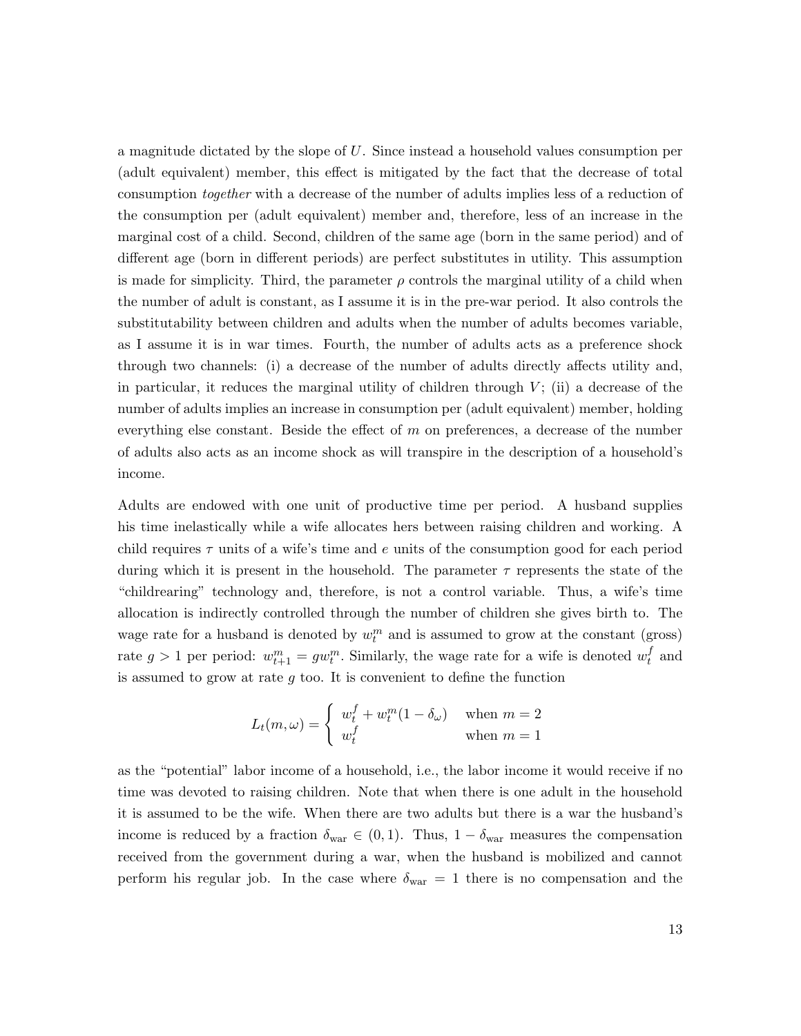a magnitude dictated by the slope of $U$. Since instead a household values consumption per (adult equivalent) member, this effect is mitigated by the fact that the decrease of total consumption *together* with a decrease of the number of adults implies less of a reduction of the consumption per (adult equivalent) member and, therefore, less of an increase in the marginal cost of a child. Second, children of the same age (born in the same period) and of different age (born in different periods) are perfect substitutes in utility. This assumption is made for simplicity. Third, the parameter $\rho$ controls the marginal utility of a child when the number of adult is constant, as I assume it is in the pre-war period. It also controls the substitutability between children and adults when the number of adults becomes variable, as I assume it is in war times. Fourth, the number of adults acts as a preference shock through two channels: (i) a decrease of the number of adults directly affects utility and, in particular, it reduces the marginal utility of children through $V$; (ii) a decrease of the number of adults implies an increase in consumption per (adult equivalent) member, holding everything else constant. Beside the effect of $m$ on preferences, a decrease of the number of adults also acts as an income shock as will transpire in the description of a household's income.

Adults are endowed with one unit of productive time per period. A husband supplies his time inelastically while a wife allocates hers between raising children and working. A child requires $\tau$ units of a wife's time and $e$ units of the consumption good for each period during which it is present in the household. The parameter $\tau$ represents the state of the "childrearing" technology and, therefore, is not a control variable. Thus, a wife's time allocation is indirectly controlled through the number of children she gives birth to. The wage rate for a husband is denoted by $w_t^m$ and is assumed to grow at the constant (gross) rate $g > 1$ per period: $w_{t+1}^m = g w_t^m$. Similarly, the wage rate for a wife is denoted $w_t^f$ and is assumed to grow at rate $g$ too. It is convenient to define the function

$$L_t(m, \omega) = \begin{cases} w_t^f + w_t^m(1 - \delta_\omega) & \text{when } m = 2 \\ w_t^f & \text{when } m = 1 \end{cases}$$

as the "potential" labor income of a household, i.e., the labor income it would receive if no time was devoted to raising children. Note that when there is one adult in the household it is assumed to be the wife. When there are two adults but there is a war the husband's income is reduced by a fraction $\delta_{\text{war}} \in (0, 1)$. Thus, $1 - \delta_{\text{war}}$ measures the compensation received from the government during a war, when the husband is mobilized and cannot perform his regular job. In the case where $\delta_{\text{war}} = 1$ there is no compensation and the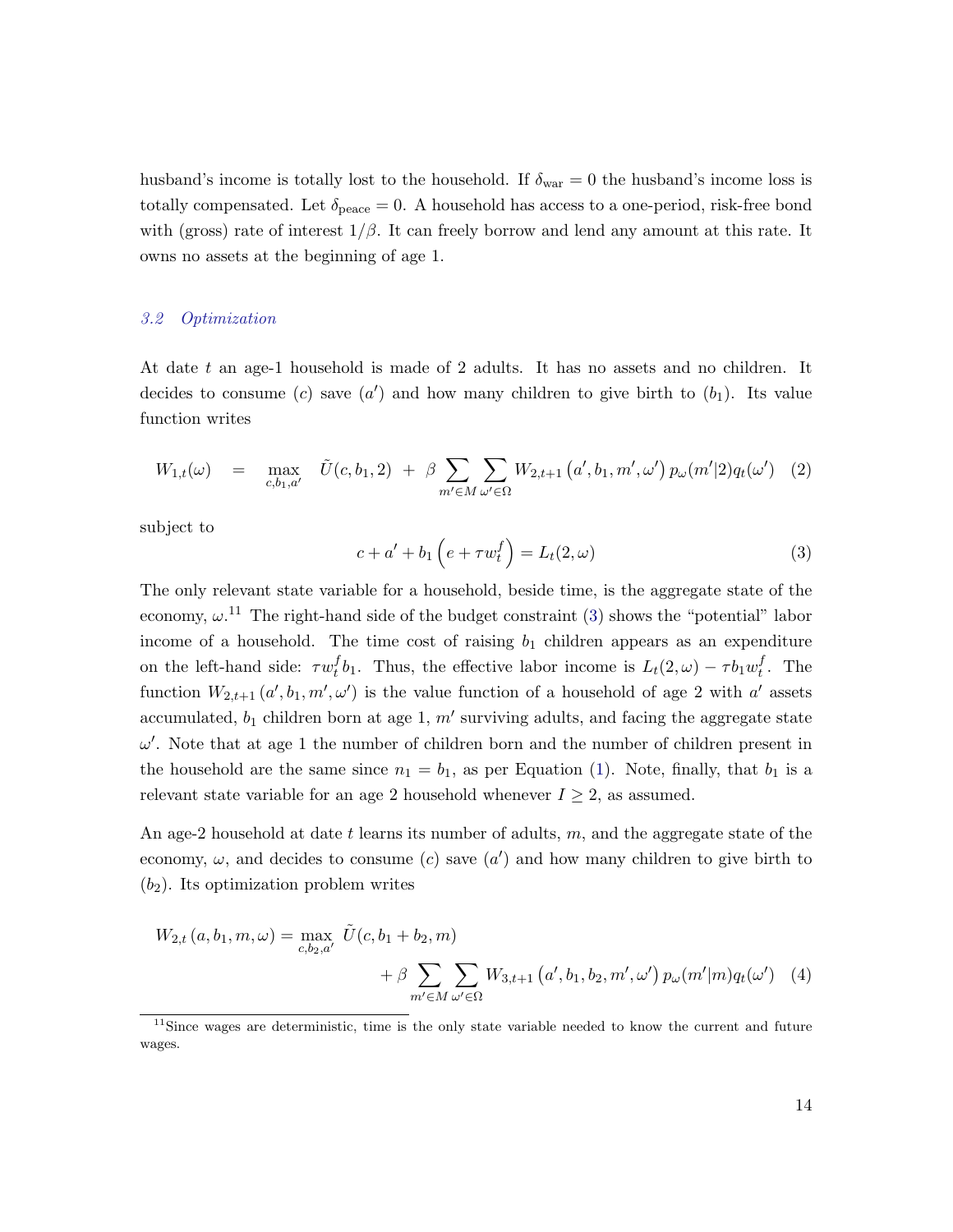husband's income is totally lost to the household. If $\delta_{\text{war}} = 0$ the husband's income loss is totally compensated. Let $\delta_{\text{peace}} = 0$. A household has access to a one-period, risk-free bond with (gross) rate of interest $1/\beta$. It can freely borrow and lend any amount at this rate. It owns no assets at the beginning of age 1.

### *3.2 Optimization*

At date $t$ an age-1 household is made of 2 adults. It has no assets and no children. It decides to consume ($c$) save ($a'$) and how many children to give birth to ($b_1$). Its value function writes

$$W_{1,t}(\omega) \quad = \quad \max_{c,b_1,a'} \quad \tilde{U}(c, b_1, 2) \ + \ \beta \sum_{m' \in M} \sum_{\omega' \in \Omega} W_{2,t+1}\left(a', b_1, m', \omega'\right) p_\omega(m'|2) q_t(\omega') \quad (2)$$

subject to

$$c + a' + b_1 \left(e + \tau w_t^f\right) = L_t(2, \omega) \quad (3)$$

The only relevant state variable for a household, beside time, is the aggregate state of the economy, $\omega$.[11] The right-hand side of the budget constraint (3) shows the "potential" labor income of a household. The time cost of raising $b_1$ children appears as an expenditure on the left-hand side: $\tau w_t^f b_1$. Thus, the effective labor income is $L_t(2, \omega) - \tau b_1 w_t^f$. The function $W_{2,t+1}(a', b_1, m', \omega')$ is the value function of a household of age 2 with $a'$ assets accumulated, $b_1$ children born at age 1, $m'$ surviving adults, and facing the aggregate state $\omega'$. Note that at age 1 the number of children born and the number of children present in the household are the same since $n_1 = b_1$, as per Equation (1). Note, finally, that $b_1$ is a relevant state variable for an age 2 household whenever $I \geq 2$, as assumed.

An age-2 household at date $t$ learns its number of adults, $m$, and the aggregate state of the economy, $\omega$, and decides to consume ($c$) save ($a'$) and how many children to give birth to ($b_2$). Its optimization problem writes

$$W_{2,t}(a, b_1, m, \omega) = \max_{c,b_2,a'} \tilde{U}(c, b_1 + b_2, m) \\ + \beta \sum_{m' \in M} \sum_{\omega' \in \Omega} W_{3,t+1}\left(a', b_1, b_2, m', \omega'\right) p_\omega(m'|m) q_t(\omega') \quad (4)$$

[11] Since wages are deterministic, time is the only state variable needed to know the current and future wages.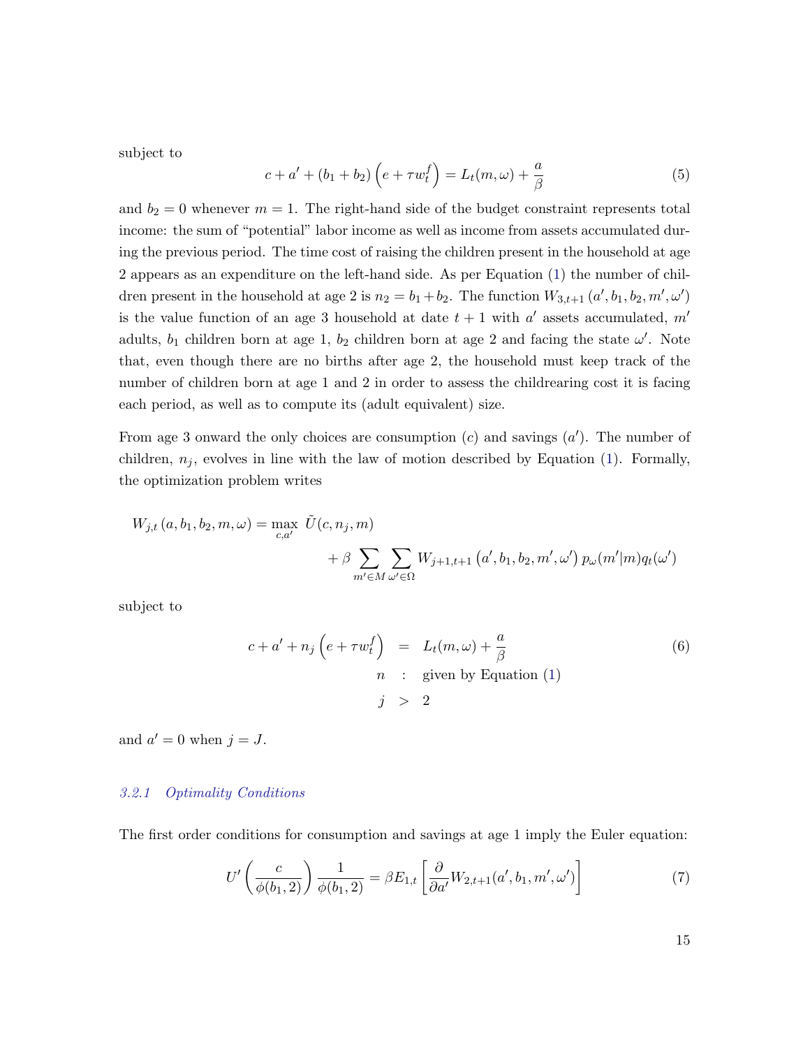subject to

$$c + a' + (b_1 + b_2)\left(e + \tau w_t^f\right) = L_t(m, \omega) + \frac{a}{\beta} \tag{5}$$

and $b_2 = 0$ whenever $m = 1$. The right-hand side of the budget constraint represents total income: the sum of "potential" labor income as well as income from assets accumulated during the previous period. The time cost of raising the children present in the household at age 2 appears as an expenditure on the left-hand side. As per Equation (1) the number of children present in the household at age 2 is $n_2 = b_1 + b_2$. The function $W_{3,t+1}\left(a', b_1, b_2, m', \omega'\right)$ is the value function of an age 3 household at date $t+1$ with $a'$ assets accumulated, $m'$ adults, $b_1$ children born at age 1, $b_2$ children born at age 2 and facing the state $\omega'$. Note that, even though there are no births after age 2, the household must keep track of the number of children born at age 1 and 2 in order to assess the childrearing cost it is facing each period, as well as to compute its (adult equivalent) size.

From age 3 onward the only choices are consumption ($c$) and savings ($a'$). The number of children, $n_j$, evolves in line with the law of motion described by Equation (1). Formally, the optimization problem writes

$$W_{j,t}\left(a, b_1, b_2, m, \omega\right) = \max_{c,a'} \tilde{U}(c, n_j, m) + \beta \sum_{m' \in M} \sum_{\omega' \in \Omega} W_{j+1,t+1}\left(a', b_1, b_2, m', \omega'\right) p_\omega(m'|m) q_t(\omega')$$

subject to

$$\begin{aligned} c + a' + n_j\left(e + \tau w_t^f\right) &= L_t(m, \omega) + \frac{a}{\beta} \\ n &: \text{ given by Equation (1)} \\ j &> 2 \end{aligned} \tag{6}$$

and $a' = 0$ when $j = J$.

### 3.2.1 Optimality Conditions

The first order conditions for consumption and savings at age 1 imply the Euler equation:

$$U'\left(\frac{c}{\phi(b_1, 2)}\right)\frac{1}{\phi(b_1, 2)} = \beta E_{1,t}\left[\frac{\partial}{\partial a'} W_{2,t+1}(a', b_1, m', \omega')\right] \tag{7}$$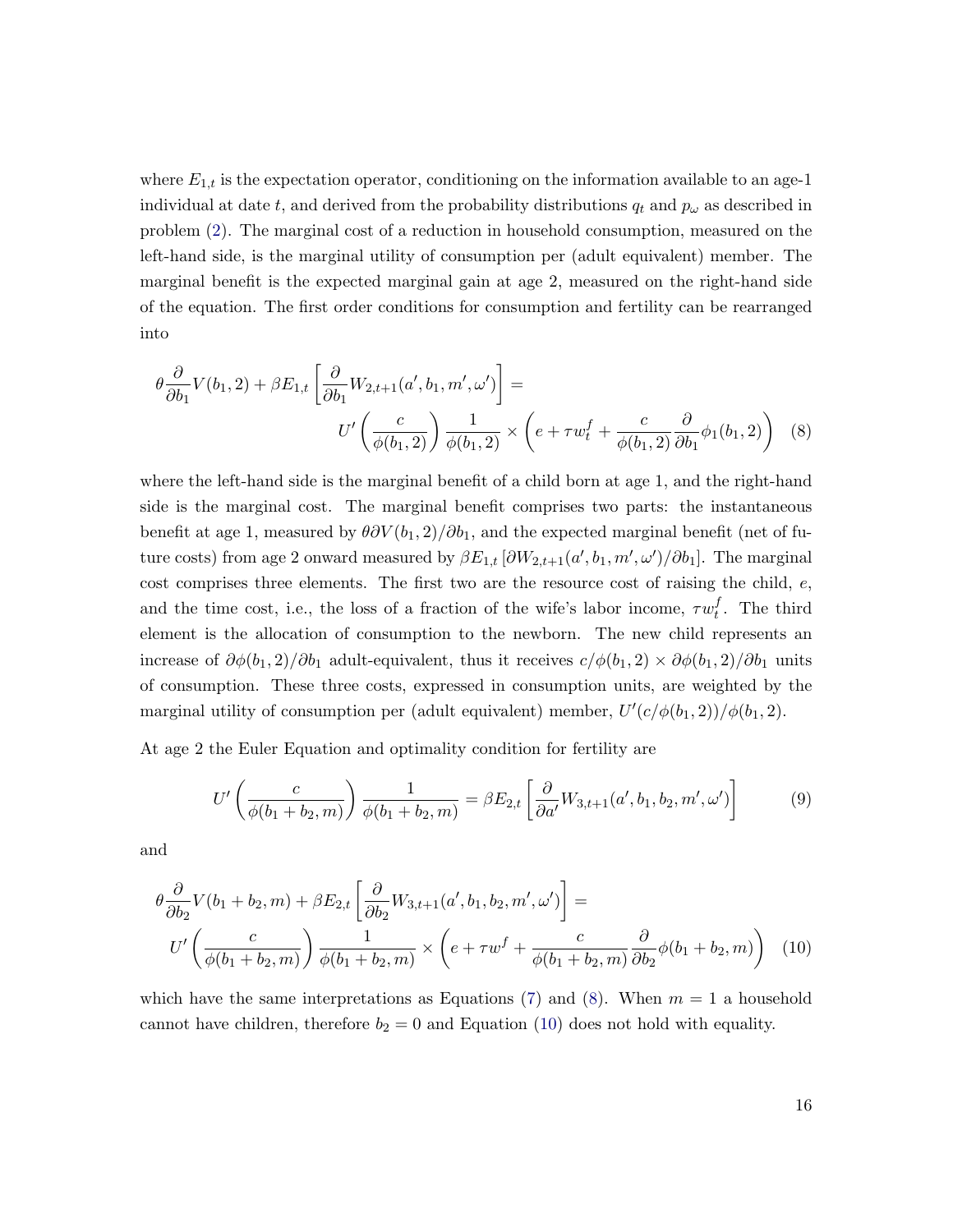where $E_{1,t}$ is the expectation operator, conditioning on the information available to an age-1 individual at date $t$, and derived from the probability distributions $q_t$ and $p_\omega$ as described in problem (2). The marginal cost of a reduction in household consumption, measured on the left-hand side, is the marginal utility of consumption per (adult equivalent) member. The marginal benefit is the expected marginal gain at age 2, measured on the right-hand side of the equation. The first order conditions for consumption and fertility can be rearranged into

$$\theta \frac{\partial}{\partial b_1} V(b_1, 2) + \beta E_{1,t} \left[ \frac{\partial}{\partial b_1} W_{2,t+1}(a', b_1, m', \omega') \right] = U'\left( \frac{c}{\phi(b_1, 2)} \right) \frac{1}{\phi(b_1, 2)} \times \left( e + \tau w_t^f + \frac{c}{\phi(b_1, 2)} \frac{\partial}{\partial b_1} \phi_1(b_1, 2) \right) \quad (8)$$

where the left-hand side is the marginal benefit of a child born at age 1, and the right-hand side is the marginal cost. The marginal benefit comprises two parts: the instantaneous benefit at age 1, measured by $\theta \partial V(b_1, 2)/\partial b_1$, and the expected marginal benefit (net of future costs) from age 2 onward measured by $\beta E_{1,t} [\partial W_{2,t+1}(a', b_1, m', \omega')/\partial b_1]$. The marginal cost comprises three elements. The first two are the resource cost of raising the child, $e$, and the time cost, i.e., the loss of a fraction of the wife's labor income, $\tau w_t^f$. The third element is the allocation of consumption to the newborn. The new child represents an increase of $\partial \phi(b_1, 2)/\partial b_1$ adult-equivalent, thus it receives $c/\phi(b_1, 2) \times \partial \phi(b_1, 2)/\partial b_1$ units of consumption. These three costs, expressed in consumption units, are weighted by the marginal utility of consumption per (adult equivalent) member, $U'(c/\phi(b_1, 2))/\phi(b_1, 2)$.

At age 2 the Euler Equation and optimality condition for fertility are

$$U'\left( \frac{c}{\phi(b_1 + b_2, m)} \right) \frac{1}{\phi(b_1 + b_2, m)} = \beta E_{2,t} \left[ \frac{\partial}{\partial a'} W_{3,t+1}(a', b_1, b_2, m', \omega') \right] \quad (9)$$

and

$$\theta \frac{\partial}{\partial b_2} V(b_1 + b_2, m) + \beta E_{2,t} \left[ \frac{\partial}{\partial b_2} W_{3,t+1}(a', b_1, b_2, m', \omega') \right] = U'\left( \frac{c}{\phi(b_1 + b_2, m)} \right) \frac{1}{\phi(b_1 + b_2, m)} \times \left( e + \tau w^f + \frac{c}{\phi(b_1 + b_2, m)} \frac{\partial}{\partial b_2} \phi(b_1 + b_2, m) \right) \quad (10)$$

which have the same interpretations as Equations (7) and (8). When $m = 1$ a household cannot have children, therefore $b_2 = 0$ and Equation (10) does not hold with equality.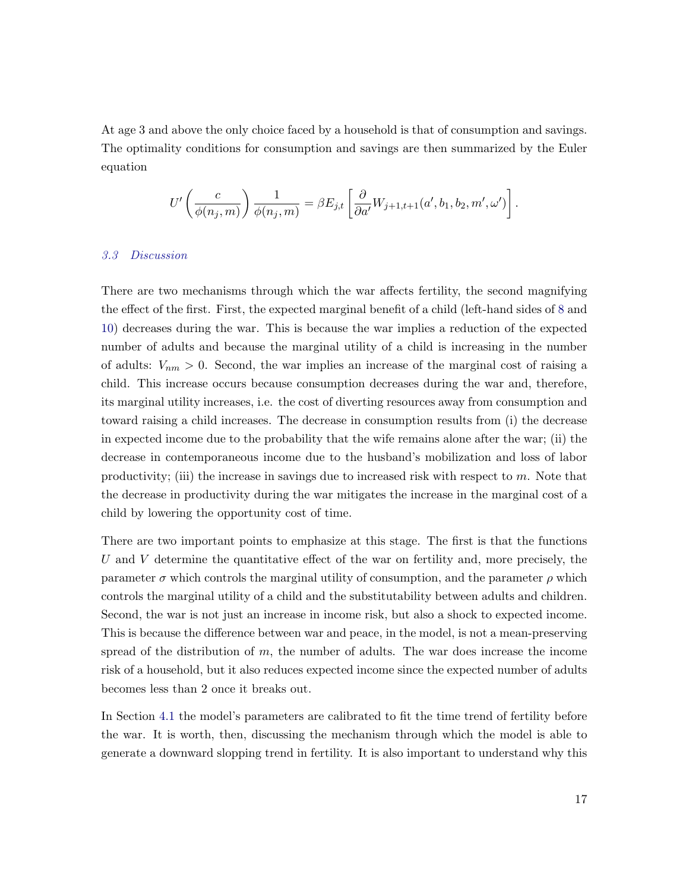At age 3 and above the only choice faced by a household is that of consumption and savings. The optimality conditions for consumption and savings are then summarized by the Euler equation

$$U'\left(\frac{c}{\phi(n_j, m)}\right)\frac{1}{\phi(n_j, m)} = \beta E_{j,t}\left[\frac{\partial}{\partial a'}W_{j+1,t+1}(a', b_1, b_2, m', \omega')\right].$$

### *3.3 Discussion*

There are two mechanisms through which the war affects fertility, the second magnifying the effect of the first. First, the expected marginal benefit of a child (left-hand sides of 8 and 10) decreases during the war. This is because the war implies a reduction of the expected number of adults and because the marginal utility of a child is increasing in the number of adults: $V_{nm} > 0$. Second, the war implies an increase of the marginal cost of raising a child. This increase occurs because consumption decreases during the war and, therefore, its marginal utility increases, i.e. the cost of diverting resources away from consumption and toward raising a child increases. The decrease in consumption results from (i) the decrease in expected income due to the probability that the wife remains alone after the war; (ii) the decrease in contemporaneous income due to the husband's mobilization and loss of labor productivity; (iii) the increase in savings due to increased risk with respect to $m$. Note that the decrease in productivity during the war mitigates the increase in the marginal cost of a child by lowering the opportunity cost of time.

There are two important points to emphasize at this stage. The first is that the functions $U$ and $V$ determine the quantitative effect of the war on fertility and, more precisely, the parameter $\sigma$ which controls the marginal utility of consumption, and the parameter $\rho$ which controls the marginal utility of a child and the substitutability between adults and children. Second, the war is not just an increase in income risk, but also a shock to expected income. This is because the difference between war and peace, in the model, is not a mean-preserving spread of the distribution of $m$, the number of adults. The war does increase the income risk of a household, but it also reduces expected income since the expected number of adults becomes less than 2 once it breaks out.

In Section 4.1 the model's parameters are calibrated to fit the time trend of fertility before the war. It is worth, then, discussing the mechanism through which the model is able to generate a downward slopping trend in fertility. It is also important to understand why this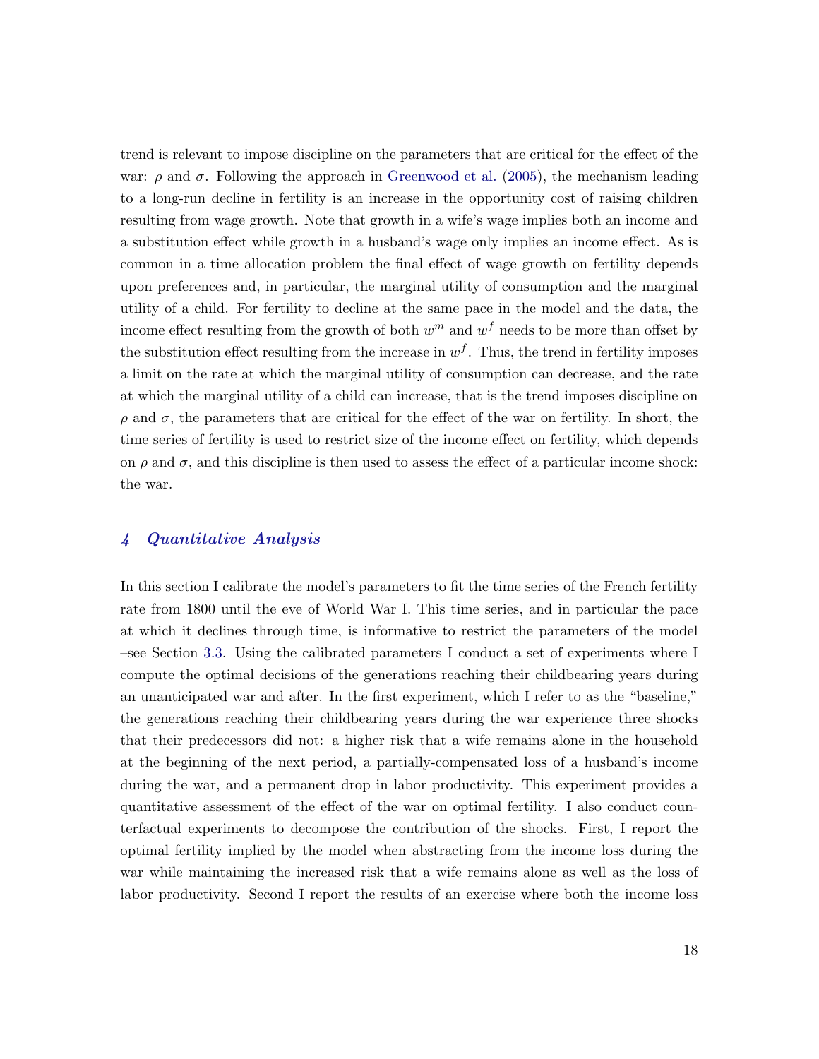trend is relevant to impose discipline on the parameters that are critical for the effect of the war: $\rho$ and $\sigma$. Following the approach in Greenwood et al. (2005), the mechanism leading to a long-run decline in fertility is an increase in the opportunity cost of raising children resulting from wage growth. Note that growth in a wife's wage implies both an income and a substitution effect while growth in a husband's wage only implies an income effect. As is common in a time allocation problem the final effect of wage growth on fertility depends upon preferences and, in particular, the marginal utility of consumption and the marginal utility of a child. For fertility to decline at the same pace in the model and the data, the income effect resulting from the growth of both $w^m$ and $w^f$ needs to be more than offset by the substitution effect resulting from the increase in $w^f$. Thus, the trend in fertility imposes a limit on the rate at which the marginal utility of consumption can decrease, and the rate at which the marginal utility of a child can increase, that is the trend imposes discipline on $\rho$ and $\sigma$, the parameters that are critical for the effect of the war on fertility. In short, the time series of fertility is used to restrict size of the income effect on fertility, which depends on $\rho$ and $\sigma$, and this discipline is then used to assess the effect of a particular income shock: the war.

## 4 Quantitative Analysis

In this section I calibrate the model's parameters to fit the time series of the French fertility rate from 1800 until the eve of World War I. This time series, and in particular the pace at which it declines through time, is informative to restrict the parameters of the model –see Section 3.3. Using the calibrated parameters I conduct a set of experiments where I compute the optimal decisions of the generations reaching their childbearing years during an unanticipated war and after. In the first experiment, which I refer to as the "baseline," the generations reaching their childbearing years during the war experience three shocks that their predecessors did not: a higher risk that a wife remains alone in the household at the beginning of the next period, a partially-compensated loss of a husband's income during the war, and a permanent drop in labor productivity. This experiment provides a quantitative assessment of the effect of the war on optimal fertility. I also conduct counterfactual experiments to decompose the contribution of the shocks. First, I report the optimal fertility implied by the model when abstracting from the income loss during the war while maintaining the increased risk that a wife remains alone as well as the loss of labor productivity. Second I report the results of an exercise where both the income loss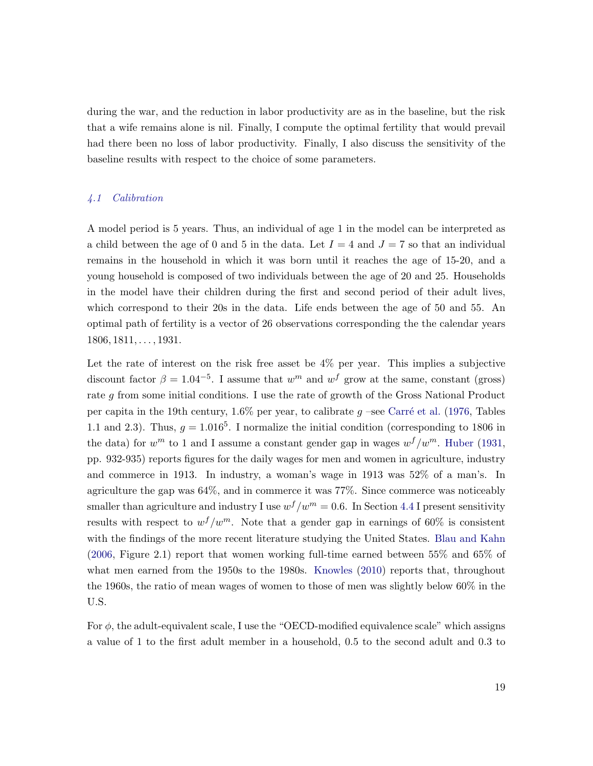during the war, and the reduction in labor productivity are as in the baseline, but the risk that a wife remains alone is nil. Finally, I compute the optimal fertility that would prevail had there been no loss of labor productivity. Finally, I also discuss the sensitivity of the baseline results with respect to the choice of some parameters.

### *4.1 Calibration*

A model period is 5 years. Thus, an individual of age 1 in the model can be interpreted as a child between the age of 0 and 5 in the data. Let $I = 4$ and $J = 7$ so that an individual remains in the household in which it was born until it reaches the age of 15-20, and a young household is composed of two individuals between the age of 20 and 25. Households in the model have their children during the first and second period of their adult lives, which correspond to their 20s in the data. Life ends between the age of 50 and 55. An optimal path of fertility is a vector of 26 observations corresponding the the calendar years $1806, 1811, \ldots, 1931$.

Let the rate of interest on the risk free asset be 4% per year. This implies a subjective discount factor $\beta = 1.04^{-5}$. I assume that $w^m$ and $w^f$ grow at the same, constant (gross) rate $g$ from some initial conditions. I use the rate of growth of the Gross National Product per capita in the 19th century, 1.6% per year, to calibrate $g$ –see Carré et al. (1976, Tables 1.1 and 2.3). Thus, $g = 1.016^5$. I normalize the initial condition (corresponding to 1806 in the data) for $w^m$ to 1 and I assume a constant gender gap in wages $w^f/w^m$. Huber (1931, pp. 932-935) reports figures for the daily wages for men and women in agriculture, industry and commerce in 1913. In industry, a woman's wage in 1913 was 52% of a man's. In agriculture the gap was 64%, and in commerce it was 77%. Since commerce was noticeably smaller than agriculture and industry I use $w^f/w^m = 0.6$. In Section 4.4 I present sensitivity results with respect to $w^f/w^m$. Note that a gender gap in earnings of 60% is consistent with the findings of the more recent literature studying the United States. Blau and Kahn (2006, Figure 2.1) report that women working full-time earned between 55% and 65% of what men earned from the 1950s to the 1980s. Knowles (2010) reports that, throughout the 1960s, the ratio of mean wages of women to those of men was slightly below 60% in the U.S.

For $\phi$, the adult-equivalent scale, I use the "OECD-modified equivalence scale" which assigns a value of 1 to the first adult member in a household, 0.5 to the second adult and 0.3 to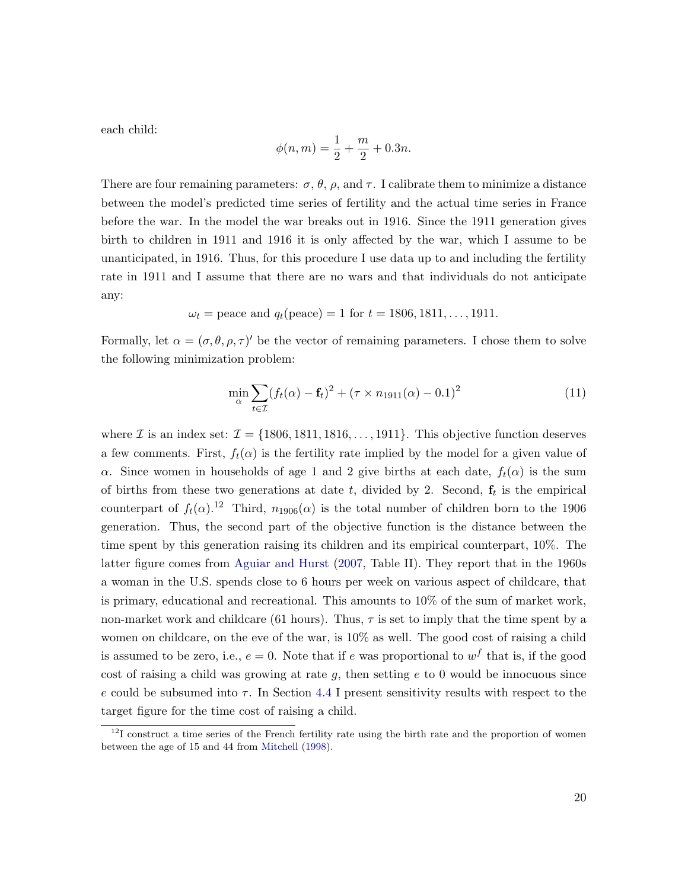each child:

$$\phi(n,m) = \frac{1}{2} + \frac{m}{2} + 0.3n.$$

There are four remaining parameters: $\sigma$, $\theta$, $\rho$, and $\tau$. I calibrate them to minimize a distance between the model's predicted time series of fertility and the actual time series in France before the war. In the model the war breaks out in 1916. Since the 1911 generation gives birth to children in 1911 and 1916 it is only affected by the war, which I assume to be unanticipated, in 1916. Thus, for this procedure I use data up to and including the fertility rate in 1911 and I assume that there are no wars and that individuals do not anticipate any:

$$\omega_t = \text{peace and } q_t(\text{peace}) = 1 \text{ for } t = 1806, 1811, \ldots, 1911.$$

Formally, let $\alpha = (\sigma, \theta, \rho, \tau)'$ be the vector of remaining parameters. I chose them to solve the following minimization problem:

$$\min_{\alpha} \sum_{t \in \mathcal{I}} (f_t(\alpha) - \mathbf{f}_t)^2 + (\tau \times n_{1911}(\alpha) - 0.1)^2 \tag{11}$$

where $\mathcal{I}$ is an index set: $\mathcal{I} = \{1806, 1811, 1816, \ldots, 1911\}$. This objective function deserves a few comments. First, $f_t(\alpha)$ is the fertility rate implied by the model for a given value of $\alpha$. Since women in households of age 1 and 2 give births at each date, $f_t(\alpha)$ is the sum of births from these two generations at date $t$, divided by 2. Second, $\mathbf{f}_t$ is the empirical counterpart of $f_t(\alpha)$.[12] Third, $n_{1906}(\alpha)$ is the total number of children born to the 1906 generation. Thus, the second part of the objective function is the distance between the time spent by this generation raising its children and its empirical counterpart, 10%. The latter figure comes from Aguiar and Hurst (2007, Table II). They report that in the 1960s a woman in the U.S. spends close to 6 hours per week on various aspect of childcare, that is primary, educational and recreational. This amounts to 10% of the sum of market work, non-market work and childcare (61 hours). Thus, $\tau$ is set to imply that the time spent by a women on childcare, on the eve of the war, is 10% as well. The good cost of raising a child is assumed to be zero, i.e., $e = 0$. Note that if $e$ was proportional to $w^f$ that is, if the good cost of raising a child was growing at rate $g$, then setting $e$ to 0 would be innocuous since $e$ could be subsumed into $\tau$. In Section 4.4 I present sensitivity results with respect to the target figure for the time cost of raising a child.

[12] I construct a time series of the French fertility rate using the birth rate and the proportion of women between the age of 15 and 44 from Mitchell (1998).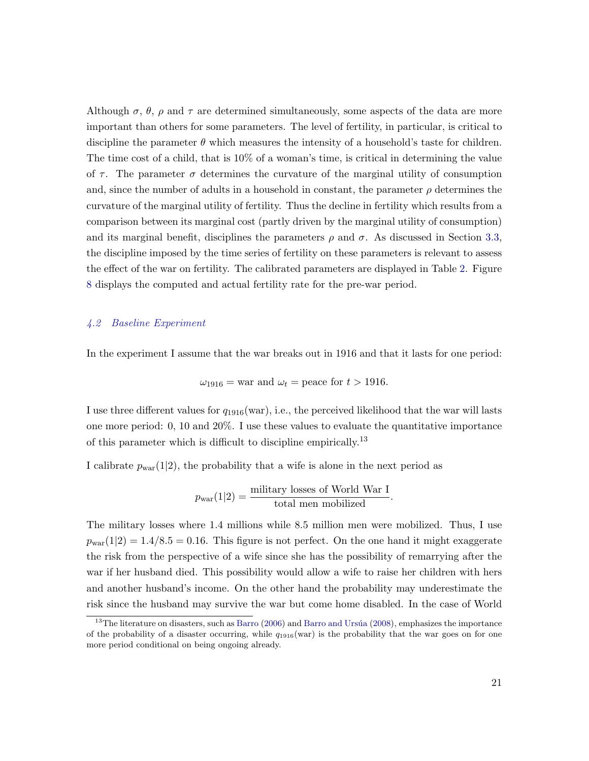Although $\sigma$, $\theta$, $\rho$ and $\tau$ are determined simultaneously, some aspects of the data are more important than others for some parameters. The level of fertility, in particular, is critical to discipline the parameter $\theta$ which measures the intensity of a household's taste for children. The time cost of a child, that is 10% of a woman's time, is critical in determining the value of $\tau$. The parameter $\sigma$ determines the curvature of the marginal utility of consumption and, since the number of adults in a household in constant, the parameter $\rho$ determines the curvature of the marginal utility of fertility. Thus the decline in fertility which results from a comparison between its marginal cost (partly driven by the marginal utility of consumption) and its marginal benefit, disciplines the parameters $\rho$ and $\sigma$. As discussed in Section 3.3, the discipline imposed by the time series of fertility on these parameters is relevant to assess the effect of the war on fertility. The calibrated parameters are displayed in Table 2. Figure 8 displays the computed and actual fertility rate for the pre-war period.

## *4.2 Baseline Experiment*

In the experiment I assume that the war breaks out in 1916 and that it lasts for one period:

$$\omega_{1916} = \text{war and } \omega_t = \text{peace for } t > 1916.$$

I use three different values for $q_{1916}(\text{war})$, i.e., the perceived likelihood that the war will lasts one more period: 0, 10 and 20%. I use these values to evaluate the quantitative importance of this parameter which is difficult to discipline empirically.[13]

I calibrate $p_{\text{war}}(1|2)$, the probability that a wife is alone in the next period as

$$p_{\text{war}}(1|2) = \frac{\text{military losses of World War I}}{\text{total men mobilized}}.$$

The military losses where 1.4 millions while 8.5 million men were mobilized. Thus, I use $p_{\text{war}}(1|2) = 1.4/8.5 = 0.16$. This figure is not perfect. On the one hand it might exaggerate the risk from the perspective of a wife since she has the possibility of remarrying after the war if her husband died. This possibility would allow a wife to raise her children with hers and another husband's income. On the other hand the probability may underestimate the risk since the husband may survive the war but come home disabled. In the case of World

[13] The literature on disasters, such as Barro (2006) and Barro and Ursúa (2008), emphasizes the importance of the probability of a disaster occurring, while $q_{1916}(\text{war})$ is the probability that the war goes on for one more period conditional on being ongoing already.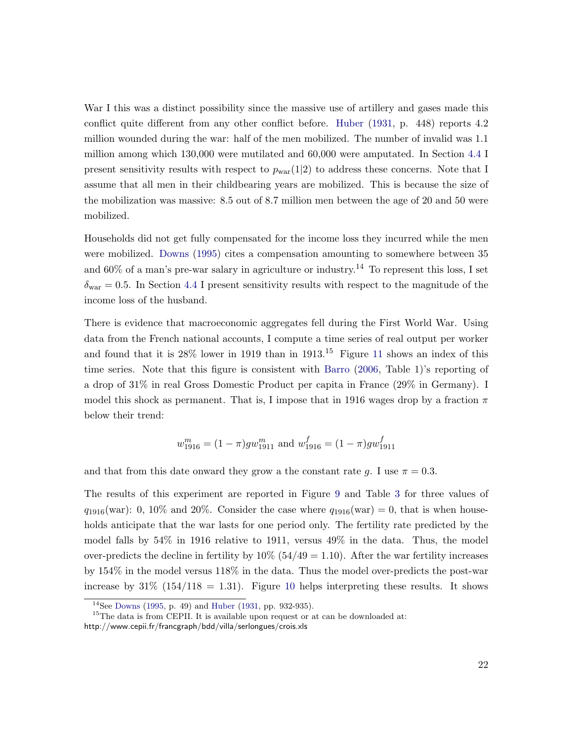War I this was a distinct possibility since the massive use of artillery and gases made this conflict quite different from any other conflict before. Huber (1931, p. 448) reports 4.2 million wounded during the war: half of the men mobilized. The number of invalid was 1.1 million among which 130,000 were mutilated and 60,000 were amputated. In Section 4.4 I present sensitivity results with respect to $p_{\text{war}}(1|2)$ to address these concerns. Note that I assume that all men in their childbearing years are mobilized. This is because the size of the mobilization was massive: 8.5 out of 8.7 million men between the age of 20 and 50 were mobilized.

Households did not get fully compensated for the income loss they incurred while the men were mobilized. Downs (1995) cites a compensation amounting to somewhere between 35 and 60% of a man's pre-war salary in agriculture or industry.[14] To represent this loss, I set $\delta_{\text{war}} = 0.5$. In Section 4.4 I present sensitivity results with respect to the magnitude of the income loss of the husband.

There is evidence that macroeconomic aggregates fell during the First World War. Using data from the French national accounts, I compute a time series of real output per worker and found that it is 28% lower in 1919 than in 1913.[15] Figure 11 shows an index of this time series. Note that this figure is consistent with Barro (2006, Table 1)'s reporting of a drop of 31% in real Gross Domestic Product per capita in France (29% in Germany). I model this shock as permanent. That is, I impose that in 1916 wages drop by a fraction $\pi$ below their trend:

$$w^m_{1916} = (1 - \pi) g w^m_{1911} \text{ and } w^f_{1916} = (1 - \pi) g w^f_{1911}$$

and that from this date onward they grow a the constant rate $g$. I use $\pi = 0.3$.

The results of this experiment are reported in Figure 9 and Table 3 for three values of $q_{1916}(\text{war})$: 0, 10% and 20%. Consider the case where $q_{1916}(\text{war}) = 0$, that is when households anticipate that the war lasts for one period only. The fertility rate predicted by the model falls by 54% in 1916 relative to 1911, versus 49% in the data. Thus, the model over-predicts the decline in fertility by 10% ($54/49 = 1.10$). After the war fertility increases by 154% in the model versus 118% in the data. Thus the model over-predicts the post-war increase by 31% ($154/118 = 1.31$). Figure 10 helps interpreting these results. It shows

[14] See Downs (1995, p. 49) and Huber (1931, pp. 932-935).

[15] The data is from CEPII. It is available upon request or at can be downloaded at: http://www.cepii.fr/francgraph/bdd/villa/serlongues/crois.xls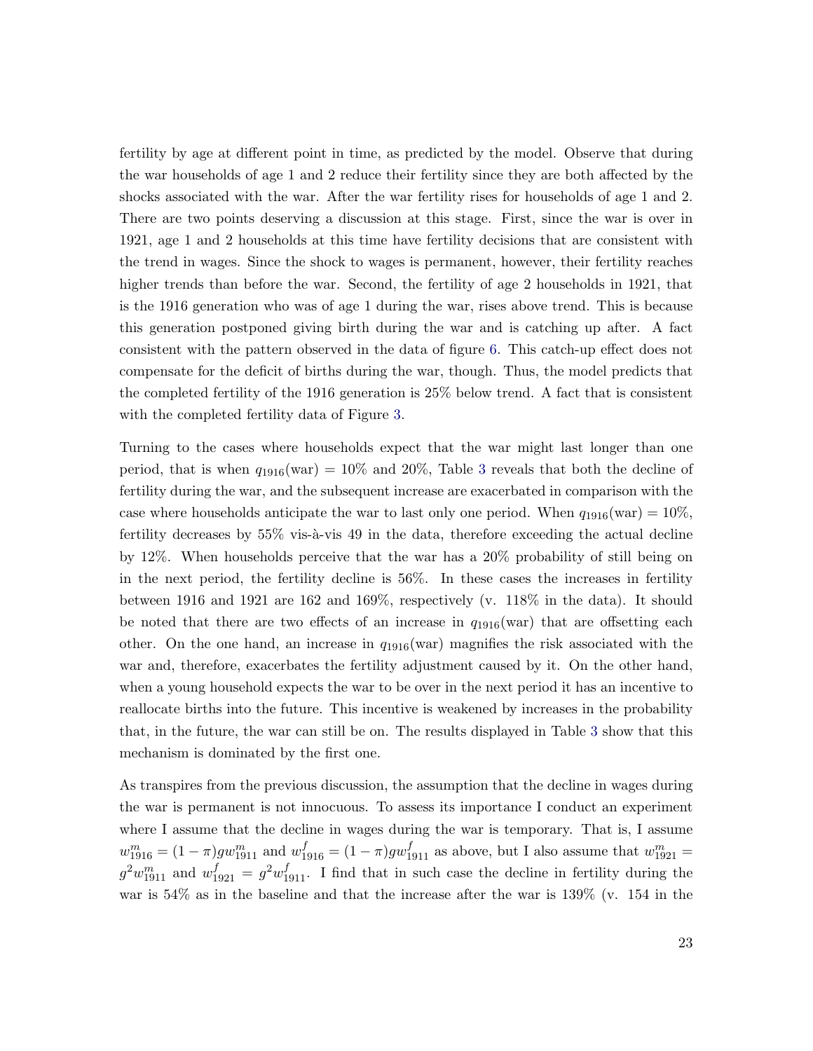fertility by age at different point in time, as predicted by the model. Observe that during the war households of age 1 and 2 reduce their fertility since they are both affected by the shocks associated with the war. After the war fertility rises for households of age 1 and 2. There are two points deserving a discussion at this stage. First, since the war is over in 1921, age 1 and 2 households at this time have fertility decisions that are consistent with the trend in wages. Since the shock to wages is permanent, however, their fertility reaches higher trends than before the war. Second, the fertility of age 2 households in 1921, that is the 1916 generation who was of age 1 during the war, rises above trend. This is because this generation postponed giving birth during the war and is catching up after. A fact consistent with the pattern observed in the data of figure 6. This catch-up effect does not compensate for the deficit of births during the war, though. Thus, the model predicts that the completed fertility of the 1916 generation is 25% below trend. A fact that is consistent with the completed fertility data of Figure 3.

Turning to the cases where households expect that the war might last longer than one period, that is when $q_{1916}(\text{war}) = 10\%$ and 20%, Table 3 reveals that both the decline of fertility during the war, and the subsequent increase are exacerbated in comparison with the case where households anticipate the war to last only one period. When $q_{1916}(\text{war}) = 10\%$, fertility decreases by 55% vis-à-vis 49 in the data, therefore exceeding the actual decline by 12%. When households perceive that the war has a 20% probability of still being on in the next period, the fertility decline is 56%. In these cases the increases in fertility between 1916 and 1921 are 162 and 169%, respectively (v. 118% in the data). It should be noted that there are two effects of an increase in $q_{1916}(\text{war})$ that are offsetting each other. On the one hand, an increase in $q_{1916}(\text{war})$ magnifies the risk associated with the war and, therefore, exacerbates the fertility adjustment caused by it. On the other hand, when a young household expects the war to be over in the next period it has an incentive to reallocate births into the future. This incentive is weakened by increases in the probability that, in the future, the war can still be on. The results displayed in Table 3 show that this mechanism is dominated by the first one.

As transpires from the previous discussion, the assumption that the decline in wages during the war is permanent is not innocuous. To assess its importance I conduct an experiment where I assume that the decline in wages during the war is temporary. That is, I assume $w^m_{1916} = (1-\pi)gw^m_{1911}$ and $w^f_{1916} = (1-\pi)gw^f_{1911}$ as above, but I also assume that $w^m_{1921} = g^2 w^m_{1911}$ and $w^f_{1921} = g^2 w^f_{1911}$. I find that in such case the decline in fertility during the war is 54% as in the baseline and that the increase after the war is 139% (v. 154 in the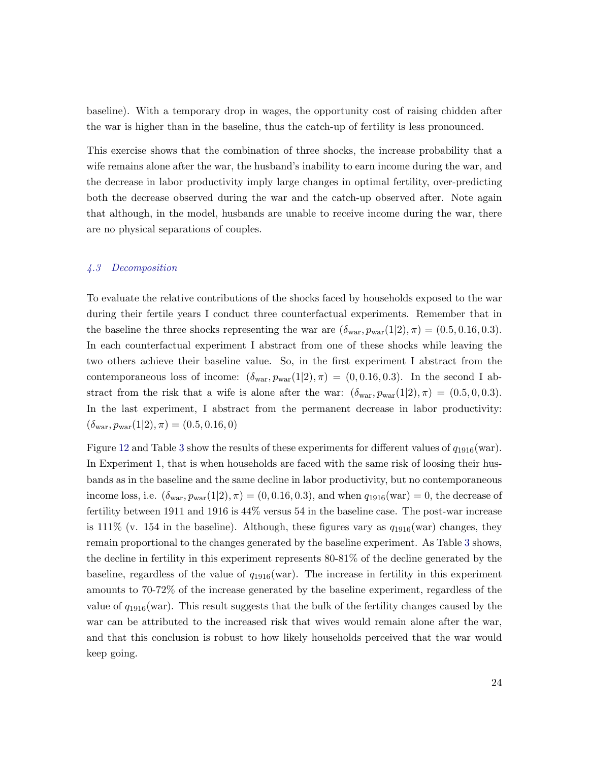baseline). With a temporary drop in wages, the opportunity cost of raising chidden after the war is higher than in the baseline, thus the catch-up of fertility is less pronounced.

This exercise shows that the combination of three shocks, the increase probability that a wife remains alone after the war, the husband's inability to earn income during the war, and the decrease in labor productivity imply large changes in optimal fertility, over-predicting both the decrease observed during the war and the catch-up observed after. Note again that although, in the model, husbands are unable to receive income during the war, there are no physical separations of couples.

### *4.3 Decomposition*

To evaluate the relative contributions of the shocks faced by households exposed to the war during their fertile years I conduct three counterfactual experiments. Remember that in the baseline the three shocks representing the war are $(\delta_{\text{war}}, p_{\text{war}}(1|2), \pi) = (0.5, 0.16, 0.3)$. In each counterfactual experiment I abstract from one of these shocks while leaving the two others achieve their baseline value. So, in the first experiment I abstract from the contemporaneous loss of income: $(\delta_{\text{war}}, p_{\text{war}}(1|2), \pi) = (0, 0.16, 0.3)$. In the second I abstract from the risk that a wife is alone after the war: $(\delta_{\text{war}}, p_{\text{war}}(1|2), \pi) = (0.5, 0, 0.3)$. In the last experiment, I abstract from the permanent decrease in labor productivity: $(\delta_{\text{war}}, p_{\text{war}}(1|2), \pi) = (0.5, 0.16, 0)$

Figure 12 and Table 3 show the results of these experiments for different values of $q_{1916}(\text{war})$. In Experiment 1, that is when households are faced with the same risk of loosing their husbands as in the baseline and the same decline in labor productivity, but no contemporaneous income loss, i.e. $(\delta_{\text{war}}, p_{\text{war}}(1|2), \pi) = (0, 0.16, 0.3)$, and when $q_{1916}(\text{war}) = 0$, the decrease of fertility between 1911 and 1916 is 44% versus 54 in the baseline case. The post-war increase is 111% (v. 154 in the baseline). Although, these figures vary as $q_{1916}(\text{war})$ changes, they remain proportional to the changes generated by the baseline experiment. As Table 3 shows, the decline in fertility in this experiment represents 80-81% of the decline generated by the baseline, regardless of the value of $q_{1916}(\text{war})$. The increase in fertility in this experiment amounts to 70-72% of the increase generated by the baseline experiment, regardless of the value of $q_{1916}(\text{war})$. This result suggests that the bulk of the fertility changes caused by the war can be attributed to the increased risk that wives would remain alone after the war, and that this conclusion is robust to how likely households perceived that the war would keep going.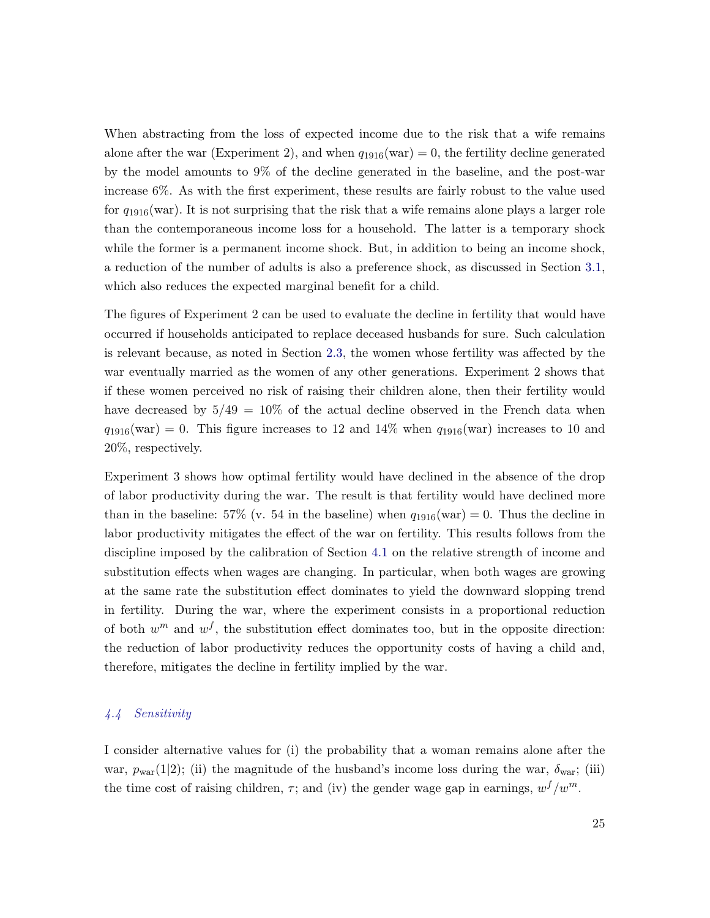When abstracting from the loss of expected income due to the risk that a wife remains alone after the war (Experiment 2), and when $q_{1916}(\text{war}) = 0$, the fertility decline generated by the model amounts to 9% of the decline generated in the baseline, and the post-war increase 6%. As with the first experiment, these results are fairly robust to the value used for $q_{1916}(\text{war})$. It is not surprising that the risk that a wife remains alone plays a larger role than the contemporaneous income loss for a household. The latter is a temporary shock while the former is a permanent income shock. But, in addition to being an income shock, a reduction of the number of adults is also a preference shock, as discussed in Section 3.1, which also reduces the expected marginal benefit for a child.

The figures of Experiment 2 can be used to evaluate the decline in fertility that would have occurred if households anticipated to replace deceased husbands for sure. Such calculation is relevant because, as noted in Section 2.3, the women whose fertility was affected by the war eventually married as the women of any other generations. Experiment 2 shows that if these women perceived no risk of raising their children alone, then their fertility would have decreased by $5/49 = 10\%$ of the actual decline observed in the French data when $q_{1916}(\text{war}) = 0$. This figure increases to 12 and 14% when $q_{1916}(\text{war})$ increases to 10 and 20%, respectively.

Experiment 3 shows how optimal fertility would have declined in the absence of the drop of labor productivity during the war. The result is that fertility would have declined more than in the baseline: 57% (v. 54 in the baseline) when $q_{1916}(\text{war}) = 0$. Thus the decline in labor productivity mitigates the effect of the war on fertility. This results follows from the discipline imposed by the calibration of Section 4.1 on the relative strength of income and substitution effects when wages are changing. In particular, when both wages are growing at the same rate the substitution effect dominates to yield the downward slopping trend in fertility. During the war, where the experiment consists in a proportional reduction of both $w^m$ and $w^f$, the substitution effect dominates too, but in the opposite direction: the reduction of labor productivity reduces the opportunity costs of having a child and, therefore, mitigates the decline in fertility implied by the war.

### *4.4 Sensitivity*

I consider alternative values for (i) the probability that a woman remains alone after the war, $p_{\text{war}}(1|2)$; (ii) the magnitude of the husband's income loss during the war, $\delta_{\text{war}}$; (iii) the time cost of raising children, $\tau$; and (iv) the gender wage gap in earnings, $w^f/w^m$.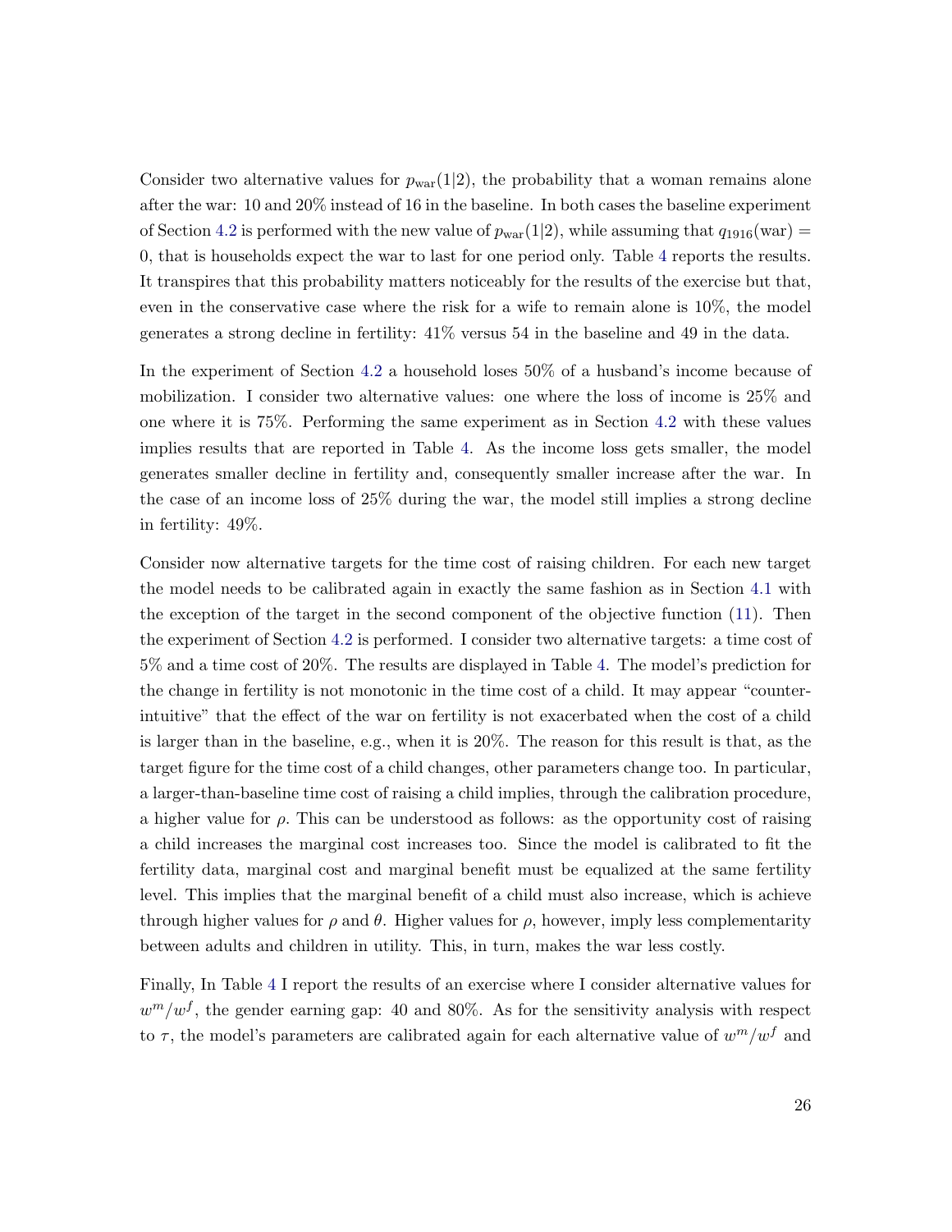Consider two alternative values for $p_{\text{war}}(1|2)$, the probability that a woman remains alone after the war: 10 and 20% instead of 16 in the baseline. In both cases the baseline experiment of Section 4.2 is performed with the new value of $p_{\text{war}}(1|2)$, while assuming that $q_{1916}(\text{war}) = 0$, that is households expect the war to last for one period only. Table 4 reports the results. It transpires that this probability matters noticeably for the results of the exercise but that, even in the conservative case where the risk for a wife to remain alone is 10%, the model generates a strong decline in fertility: 41% versus 54 in the baseline and 49 in the data.

In the experiment of Section 4.2 a household loses 50% of a husband's income because of mobilization. I consider two alternative values: one where the loss of income is 25% and one where it is 75%. Performing the same experiment as in Section 4.2 with these values implies results that are reported in Table 4. As the income loss gets smaller, the model generates smaller decline in fertility and, consequently smaller increase after the war. In the case of an income loss of 25% during the war, the model still implies a strong decline in fertility: 49%.

Consider now alternative targets for the time cost of raising children. For each new target the model needs to be calibrated again in exactly the same fashion as in Section 4.1 with the exception of the target in the second component of the objective function (11). Then the experiment of Section 4.2 is performed. I consider two alternative targets: a time cost of 5% and a time cost of 20%. The results are displayed in Table 4. The model's prediction for the change in fertility is not monotonic in the time cost of a child. It may appear "counter-intuitive" that the effect of the war on fertility is not exacerbated when the cost of a child is larger than in the baseline, e.g., when it is 20%. The reason for this result is that, as the target figure for the time cost of a child changes, other parameters change too. In particular, a larger-than-baseline time cost of raising a child implies, through the calibration procedure, a higher value for $\rho$. This can be understood as follows: as the opportunity cost of raising a child increases the marginal cost increases too. Since the model is calibrated to fit the fertility data, marginal cost and marginal benefit must be equalized at the same fertility level. This implies that the marginal benefit of a child must also increase, which is achieve through higher values for $\rho$ and $\theta$. Higher values for $\rho$, however, imply less complementarity between adults and children in utility. This, in turn, makes the war less costly.

Finally, In Table 4 I report the results of an exercise where I consider alternative values for $w^m/w^f$, the gender earning gap: 40 and 80%. As for the sensitivity analysis with respect to $\tau$, the model's parameters are calibrated again for each alternative value of $w^m/w^f$ and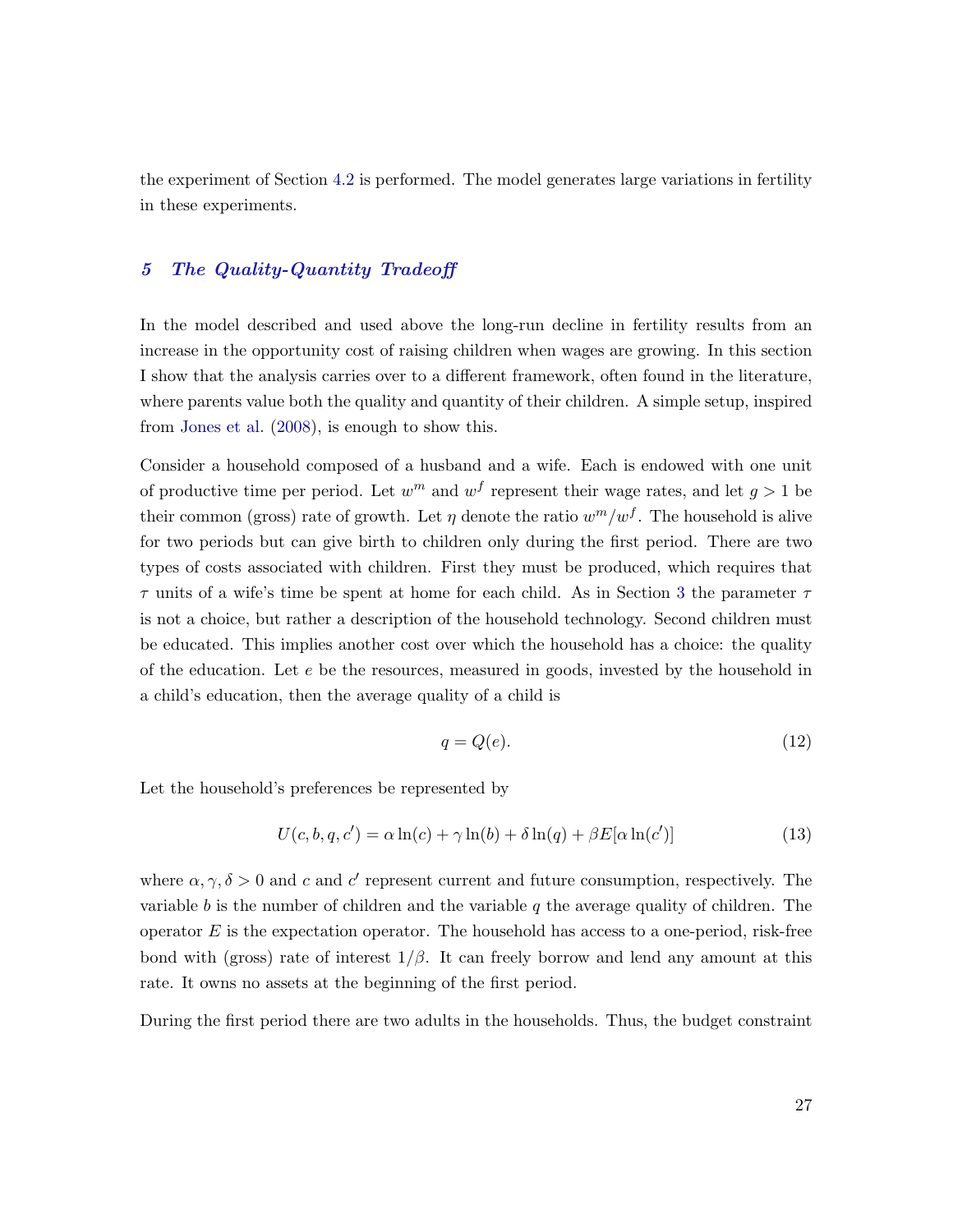the experiment of Section 4.2 is performed. The model generates large variations in fertility in these experiments.

## 5 *The Quality-Quantity Tradeoff*

In the model described and used above the long-run decline in fertility results from an increase in the opportunity cost of raising children when wages are growing. In this section I show that the analysis carries over to a different framework, often found in the literature, where parents value both the quality and quantity of their children. A simple setup, inspired from Jones et al. (2008), is enough to show this.

Consider a household composed of a husband and a wife. Each is endowed with one unit of productive time per period. Let $w^m$ and $w^f$ represent their wage rates, and let $g > 1$ be their common (gross) rate of growth. Let $\eta$ denote the ratio $w^m/w^f$. The household is alive for two periods but can give birth to children only during the first period. There are two types of costs associated with children. First they must be produced, which requires that $\tau$ units of a wife's time be spent at home for each child. As in Section 3 the parameter $\tau$ is not a choice, but rather a description of the household technology. Second children must be educated. This implies another cost over which the household has a choice: the quality of the education. Let $e$ be the resources, measured in goods, invested by the household in a child's education, then the average quality of a child is

$$q = Q(e). \tag{12}$$

Let the household's preferences be represented by

$$U(c, b, q, c') = \alpha \ln(c) + \gamma \ln(b) + \delta \ln(q) + \beta E[\alpha \ln(c')] \tag{13}$$

where $\alpha, \gamma, \delta > 0$ and $c$ and $c'$ represent current and future consumption, respectively. The variable $b$ is the number of children and the variable $q$ the average quality of children. The operator $E$ is the expectation operator. The household has access to a one-period, risk-free bond with (gross) rate of interest $1/\beta$. It can freely borrow and lend any amount at this rate. It owns no assets at the beginning of the first period.

During the first period there are two adults in the households. Thus, the budget constraint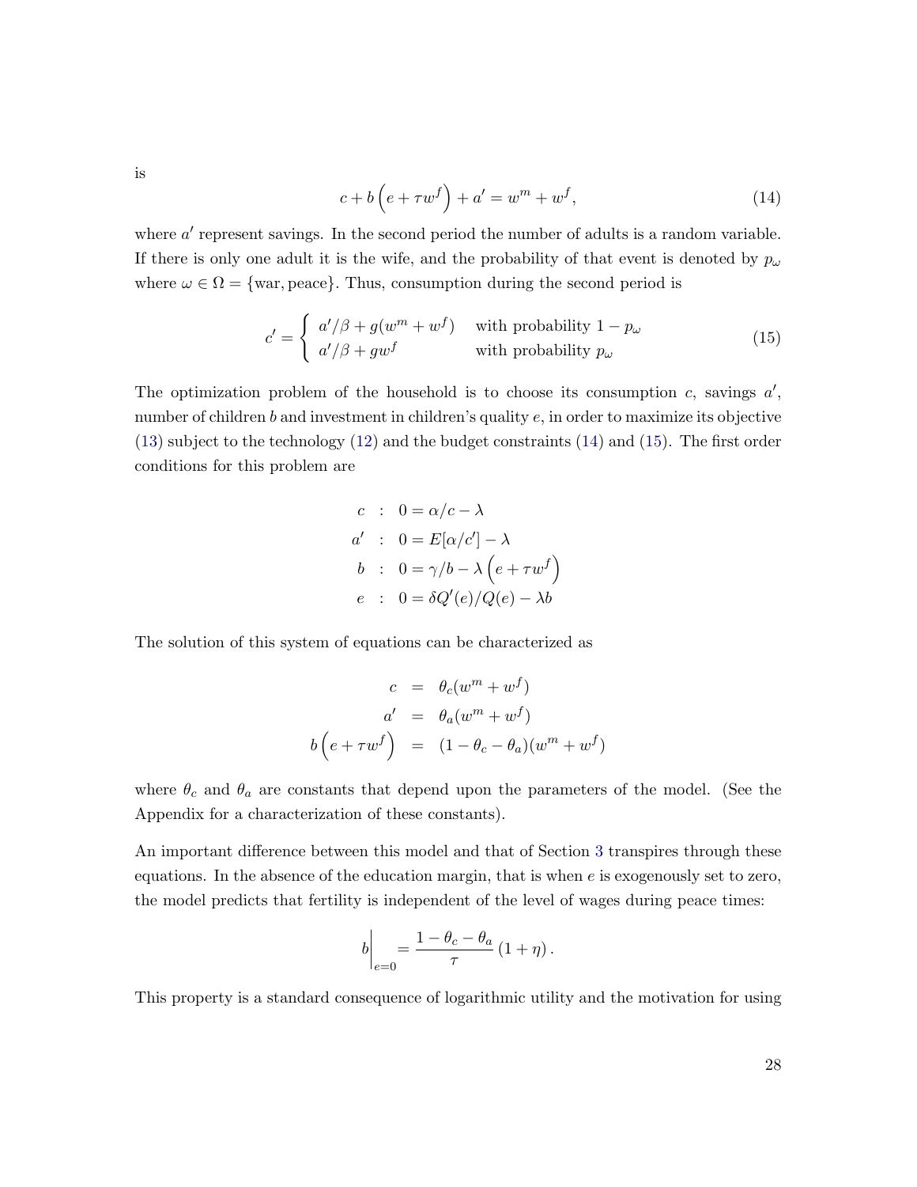is

$$c + b\left(e + \tau w^f\right) + a' = w^m + w^f, \tag{14}$$

where $a'$ represent savings. In the second period the number of adults is a random variable. If there is only one adult it is the wife, and the probability of that event is denoted by $p_\omega$ where $\omega \in \Omega = \{\text{war}, \text{peace}\}$. Thus, consumption during the second period is

$$c' = \begin{cases} a'/\beta + g(w^m + w^f) & \text{with probability } 1 - p_\omega \\ a'/\beta + g w^f & \text{with probability } p_\omega \end{cases} \tag{15}$$

The optimization problem of the household is to choose its consumption $c$, savings $a'$, number of children $b$ and investment in children's quality $e$, in order to maximize its objective (13) subject to the technology (12) and the budget constraints (14) and (15). The first order conditions for this problem are

$$\begin{aligned} c &: \quad 0 = \alpha/c - \lambda \\ a' &: \quad 0 = E[\alpha/c'] - \lambda \\ b &: \quad 0 = \gamma/b - \lambda\left(e + \tau w^f\right) \\ e &: \quad 0 = \delta Q'(e)/Q(e) - \lambda b \end{aligned}$$

The solution of this system of equations can be characterized as

$$\begin{aligned} c &= \theta_c(w^m + w^f) \\ a' &= \theta_a(w^m + w^f) \\ b\left(e + \tau w^f\right) &= (1 - \theta_c - \theta_a)(w^m + w^f) \end{aligned}$$

where $\theta_c$ and $\theta_a$ are constants that depend upon the parameters of the model. (See the Appendix for a characterization of these constants).

An important difference between this model and that of Section 3 transpires through these equations. In the absence of the education margin, that is when $e$ is exogenously set to zero, the model predicts that fertility is independent of the level of wages during peace times:

$$b\Big|_{e=0} = \frac{1 - \theta_c - \theta_a}{\tau}\left(1 + \eta\right).$$

This property is a standard consequence of logarithmic utility and the motivation for using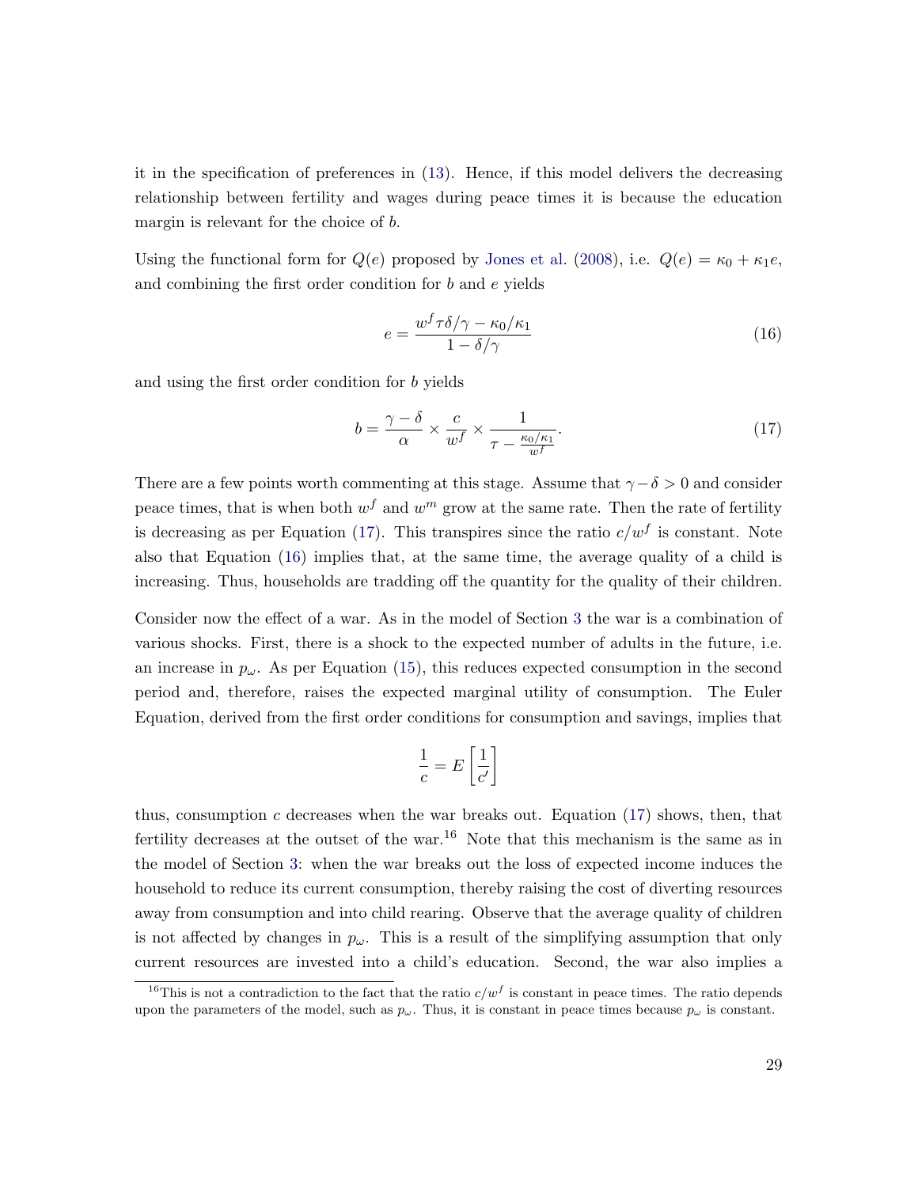it in the specification of preferences in (13). Hence, if this model delivers the decreasing relationship between fertility and wages during peace times it is because the education margin is relevant for the choice of $b$.

Using the functional form for $Q(e)$ proposed by Jones et al. (2008), i.e. $Q(e) = \kappa_0 + \kappa_1 e$, and combining the first order condition for $b$ and $e$ yields

$$e = \frac{w^f \tau \delta / \gamma - \kappa_0/\kappa_1}{1 - \delta/\gamma} \tag{16}$$

and using the first order condition for $b$ yields

$$b = \frac{\gamma - \delta}{\alpha} \times \frac{c}{w^f} \times \frac{1}{\tau - \frac{\kappa_0/\kappa_1}{w^f}}. \tag{17}$$

There are a few points worth commenting at this stage. Assume that $\gamma - \delta > 0$ and consider peace times, that is when both $w^f$ and $w^m$ grow at the same rate. Then the rate of fertility is decreasing as per Equation (17). This transpires since the ratio $c/w^f$ is constant. Note also that Equation (16) implies that, at the same time, the average quality of a child is increasing. Thus, households are tradding off the quantity for the quality of their children.

Consider now the effect of a war. As in the model of Section 3 the war is a combination of various shocks. First, there is a shock to the expected number of adults in the future, i.e. an increase in $p_\omega$. As per Equation (15), this reduces expected consumption in the second period and, therefore, raises the expected marginal utility of consumption. The Euler Equation, derived from the first order conditions for consumption and savings, implies that

$$\frac{1}{c} = E\left[\frac{1}{c'}\right]$$

thus, consumption $c$ decreases when the war breaks out. Equation (17) shows, then, that fertility decreases at the outset of the war.[16] Note that this mechanism is the same as in the model of Section 3: when the war breaks out the loss of expected income induces the household to reduce its current consumption, thereby raising the cost of diverting resources away from consumption and into child rearing. Observe that the average quality of children is not affected by changes in $p_\omega$. This is a result of the simplifying assumption that only current resources are invested into a child's education. Second, the war also implies a

[16] This is not a contradiction to the fact that the ratio $c/w^f$ is constant in peace times. The ratio depends upon the parameters of the model, such as $p_\omega$. Thus, it is constant in peace times because $p_\omega$ is constant.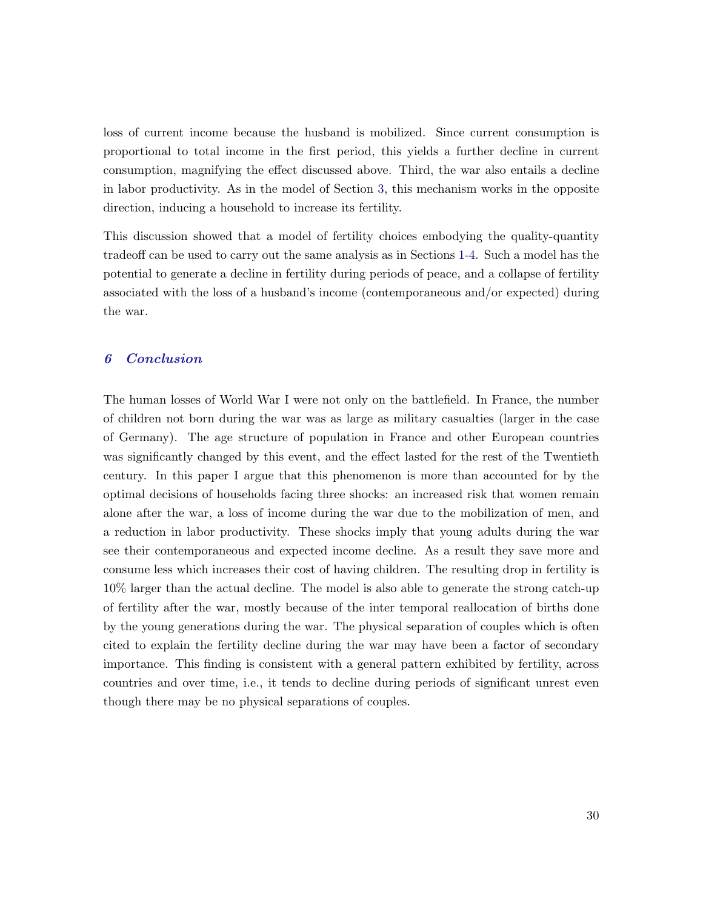loss of current income because the husband is mobilized. Since current consumption is proportional to total income in the first period, this yields a further decline in current consumption, magnifying the effect discussed above. Third, the war also entails a decline in labor productivity. As in the model of Section 3, this mechanism works in the opposite direction, inducing a household to increase its fertility.

This discussion showed that a model of fertility choices embodying the quality-quantity tradeoff can be used to carry out the same analysis as in Sections 1-4. Such a model has the potential to generate a decline in fertility during periods of peace, and a collapse of fertility associated with the loss of a husband's income (contemporaneous and/or expected) during the war.

## 6 Conclusion

The human losses of World War I were not only on the battlefield. In France, the number of children not born during the war was as large as military casualties (larger in the case of Germany). The age structure of population in France and other European countries was significantly changed by this event, and the effect lasted for the rest of the Twentieth century. In this paper I argue that this phenomenon is more than accounted for by the optimal decisions of households facing three shocks: an increased risk that women remain alone after the war, a loss of income during the war due to the mobilization of men, and a reduction in labor productivity. These shocks imply that young adults during the war see their contemporaneous and expected income decline. As a result they save more and consume less which increases their cost of having children. The resulting drop in fertility is 10% larger than the actual decline. The model is also able to generate the strong catch-up of fertility after the war, mostly because of the inter temporal reallocation of births done by the young generations during the war. The physical separation of couples which is often cited to explain the fertility decline during the war may have been a factor of secondary importance. This finding is consistent with a general pattern exhibited by fertility, across countries and over time, i.e., it tends to decline during periods of significant unrest even though there may be no physical separations of couples.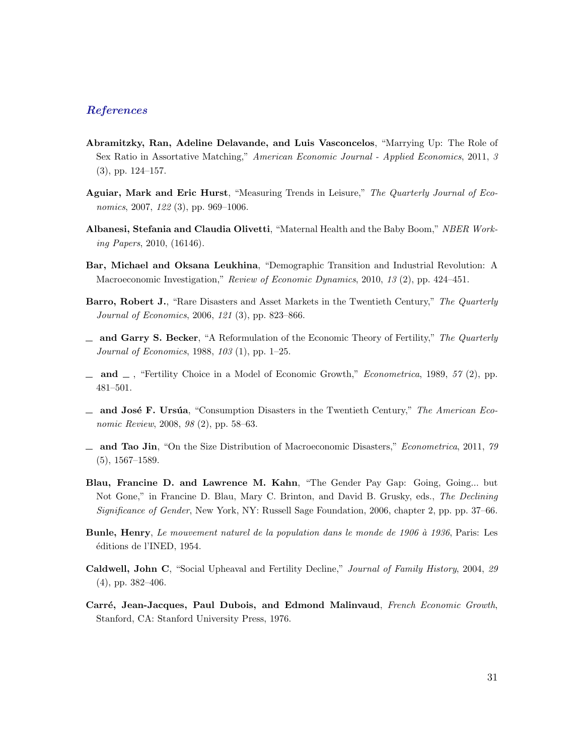## *References*

**Abramitzky, Ran, Adeline Delavande, and Luis Vasconcelos**, "Marrying Up: The Role of Sex Ratio in Assortative Matching," *American Economic Journal - Applied Economics*, 2011, *3* (3), pp. 124–157.

**Aguiar, Mark and Eric Hurst**, "Measuring Trends in Leisure," *The Quarterly Journal of Economics*, 2007, *122* (3), pp. 969–1006.

**Albanesi, Stefania and Claudia Olivetti**, "Maternal Health and the Baby Boom," *NBER Working Papers*, 2010, (16146).

**Bar, Michael and Oksana Leukhina**, "Demographic Transition and Industrial Revolution: A Macroeconomic Investigation," *Review of Economic Dynamics*, 2010, *13* (2), pp. 424–451.

**Barro, Robert J.**, "Rare Disasters and Asset Markets in the Twentieth Century," *The Quarterly Journal of Economics*, 2006, *121* (3), pp. 823–866.

__ **and Garry S. Becker**, "A Reformulation of the Economic Theory of Fertility," *The Quarterly Journal of Economics*, 1988, *103* (1), pp. 1–25.

__ **and** __ , "Fertility Choice in a Model of Economic Growth," *Econometrica*, 1989, *57* (2), pp. 481–501.

__ **and José F. Ursúa**, "Consumption Disasters in the Twentieth Century," *The American Economic Review*, 2008, *98* (2), pp. 58–63.

__ **and Tao Jin**, "On the Size Distribution of Macroeconomic Disasters," *Econometrica*, 2011, *79* (5), 1567–1589.

**Blau, Francine D. and Lawrence M. Kahn**, "The Gender Pay Gap: Going, Going... but Not Gone," in Francine D. Blau, Mary C. Brinton, and David B. Grusky, eds., *The Declining Significance of Gender*, New York, NY: Russell Sage Foundation, 2006, chapter 2, pp. pp. 37–66.

**Bunle, Henry**, *Le mouvement naturel de la population dans le monde de 1906 à 1936*, Paris: Les éditions de l'INED, 1954.

**Caldwell, John C**, "Social Upheaval and Fertility Decline," *Journal of Family History*, 2004, *29* (4), pp. 382–406.

**Carré, Jean-Jacques, Paul Dubois, and Edmond Malinvaud**, *French Economic Growth*, Stanford, CA: Stanford University Press, 1976.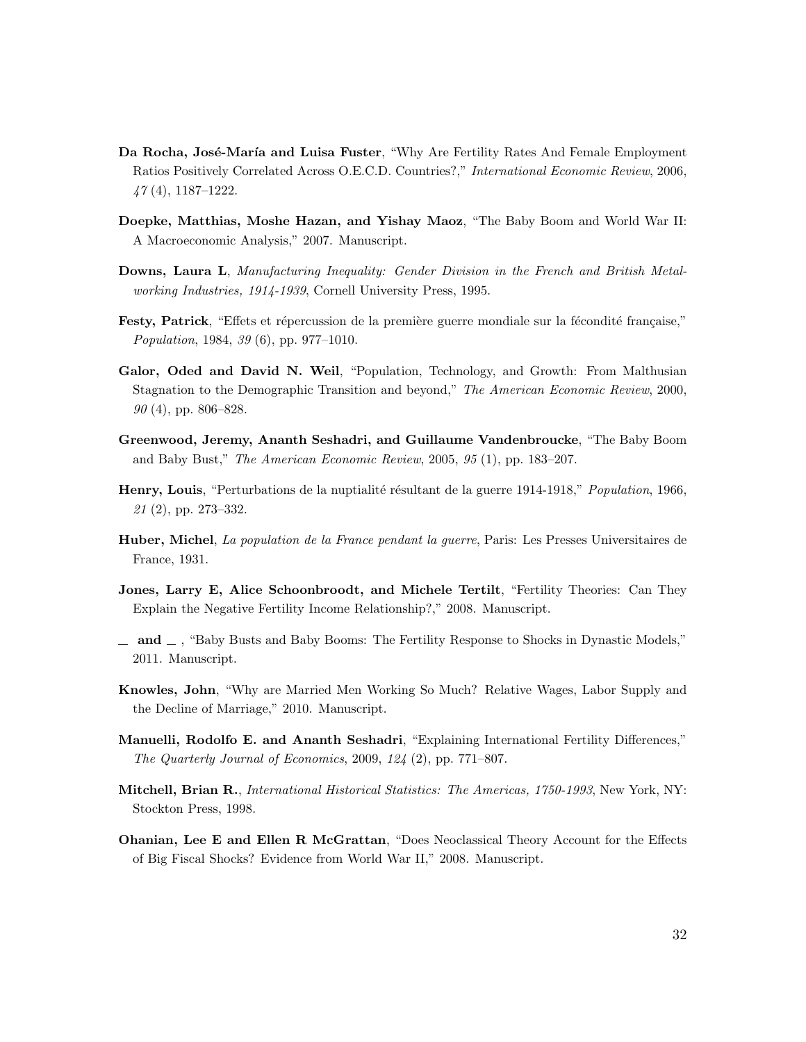**Da Rocha, José-María and Luisa Fuster**, "Why Are Fertility Rates And Female Employment Ratios Positively Correlated Across O.E.C.D. Countries?," *International Economic Review*, 2006, *47* (4), 1187–1222.

**Doepke, Matthias, Moshe Hazan, and Yishay Maoz**, "The Baby Boom and World War II: A Macroeconomic Analysis," 2007. Manuscript.

**Downs, Laura L**, *Manufacturing Inequality: Gender Division in the French and British Metalworking Industries, 1914-1939*, Cornell University Press, 1995.

**Festy, Patrick**, "Effets et répercussion de la première guerre mondiale sur la fécondité française," *Population*, 1984, *39* (6), pp. 977–1010.

**Galor, Oded and David N. Weil**, "Population, Technology, and Growth: From Malthusian Stagnation to the Demographic Transition and beyond," *The American Economic Review*, 2000, *90* (4), pp. 806–828.

**Greenwood, Jeremy, Ananth Seshadri, and Guillaume Vandenbroucke**, "The Baby Boom and Baby Bust," *The American Economic Review*, 2005, *95* (1), pp. 183–207.

**Henry, Louis**, "Perturbations de la nuptialité résultant de la guerre 1914-1918," *Population*, 1966, *21* (2), pp. 273–332.

**Huber, Michel**, *La population de la France pendant la guerre*, Paris: Les Presses Universitaires de France, 1931.

**Jones, Larry E, Alice Schoonbroodt, and Michele Tertilt**, "Fertility Theories: Can They Explain the Negative Fertility Income Relationship?," 2008. Manuscript.

**\_ and \_** , "Baby Busts and Baby Booms: The Fertility Response to Shocks in Dynastic Models," 2011. Manuscript.

**Knowles, John**, "Why are Married Men Working So Much? Relative Wages, Labor Supply and the Decline of Marriage," 2010. Manuscript.

**Manuelli, Rodolfo E. and Ananth Seshadri**, "Explaining International Fertility Differences," *The Quarterly Journal of Economics*, 2009, *124* (2), pp. 771–807.

**Mitchell, Brian R.**, *International Historical Statistics: The Americas, 1750-1993*, New York, NY: Stockton Press, 1998.

**Ohanian, Lee E and Ellen R McGrattan**, "Does Neoclassical Theory Account for the Effects of Big Fiscal Shocks? Evidence from World War II," 2008. Manuscript.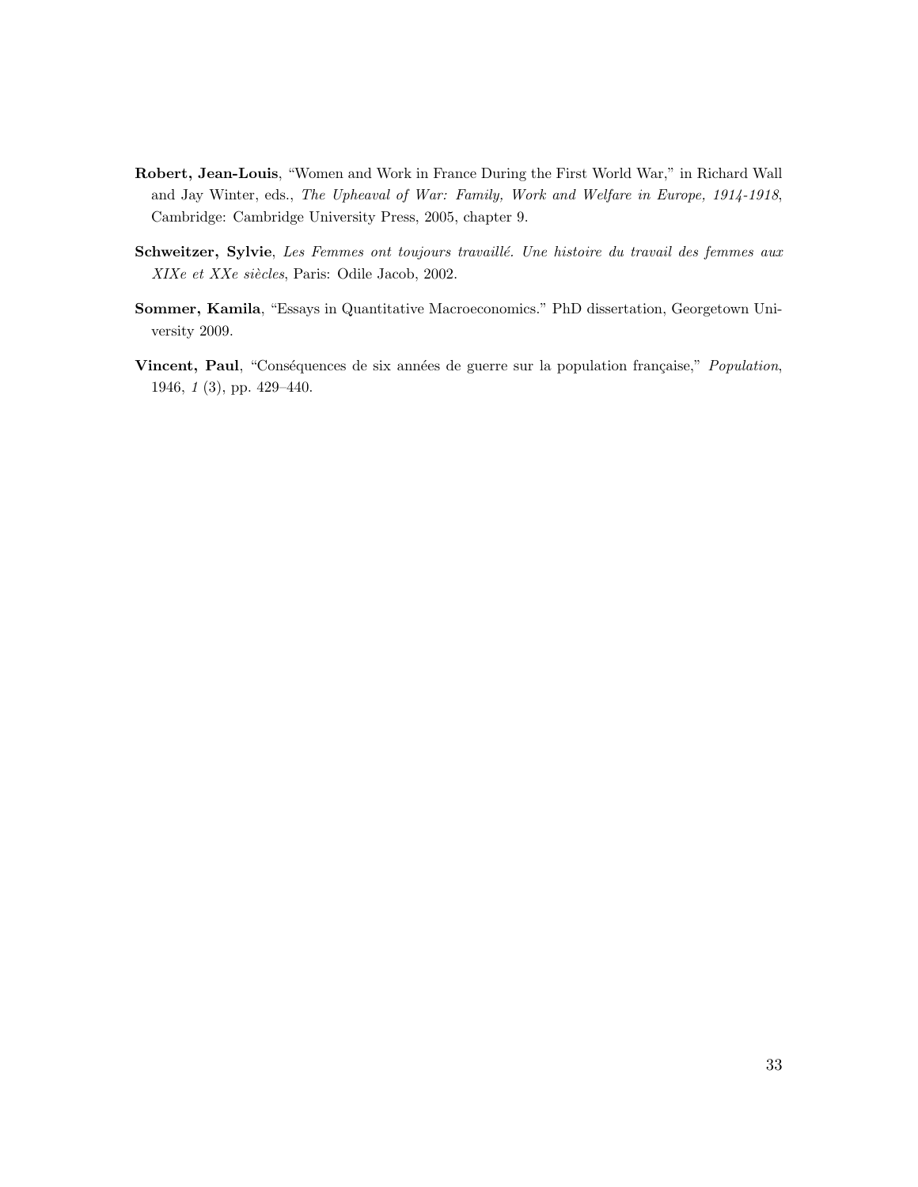**Robert, Jean-Louis**, "Women and Work in France During the First World War," in Richard Wall and Jay Winter, eds., *The Upheaval of War: Family, Work and Welfare in Europe, 1914-1918*, Cambridge: Cambridge University Press, 2005, chapter 9.

**Schweitzer, Sylvie**, *Les Femmes ont toujours travaillé. Une histoire du travail des femmes aux XIXe et XXe siècles*, Paris: Odile Jacob, 2002.

**Sommer, Kamila**, "Essays in Quantitative Macroeconomics." PhD dissertation, Georgetown University 2009.

**Vincent, Paul**, "Conséquences de six années de guerre sur la population française," *Population*, 1946, *1* (3), pp. 429–440.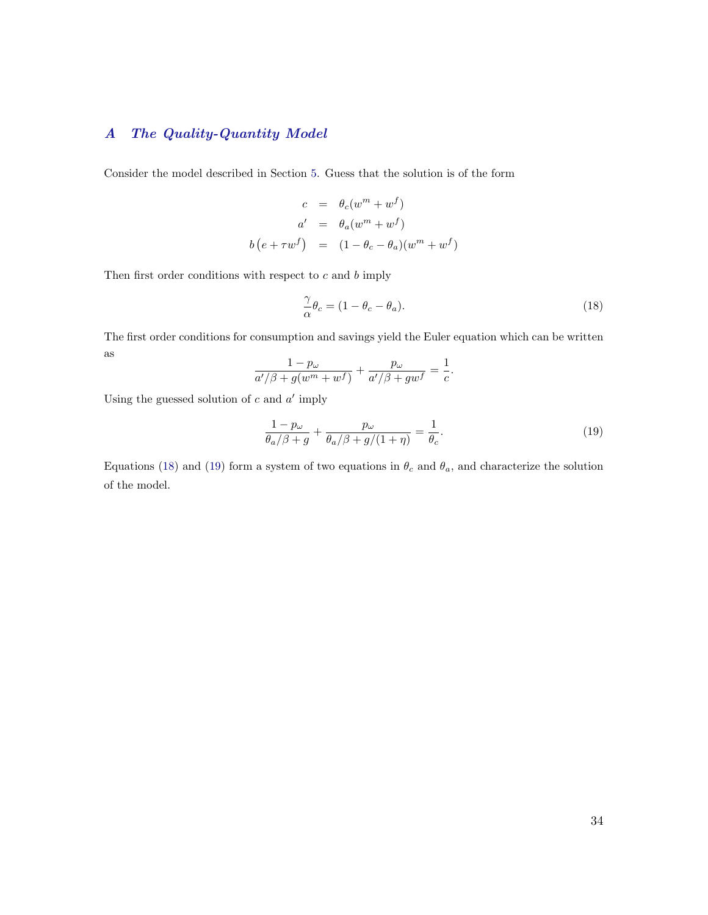# *A The Quality-Quantity Model*

Consider the model described in Section 5. Guess that the solution is of the form

$$
\begin{aligned}
c &= \theta_c(w^m + w^f) \\
a' &= \theta_a(w^m + w^f) \\
b\left(e + \tau w^f\right) &= (1 - \theta_c - \theta_a)(w^m + w^f)
\end{aligned}
$$

Then first order conditions with respect to $c$ and $b$ imply

$$
\frac{\gamma}{\alpha}\theta_c = (1 - \theta_c - \theta_a). \tag{18}
$$

The first order conditions for consumption and savings yield the Euler equation which can be written as

$$
\frac{1 - p_\omega}{a'/\beta + g(w^m + w^f)} + \frac{p_\omega}{a'/\beta + gw^f} = \frac{1}{c}.
$$

Using the guessed solution of $c$ and $a'$ imply

$$
\frac{1 - p_\omega}{\theta_a/\beta + g} + \frac{p_\omega}{\theta_a/\beta + g/(1+\eta)} = \frac{1}{\theta_c}. \tag{19}
$$

Equations (18) and (19) form a system of two equations in $\theta_c$ and $\theta_a$, and characterize the solution of the model.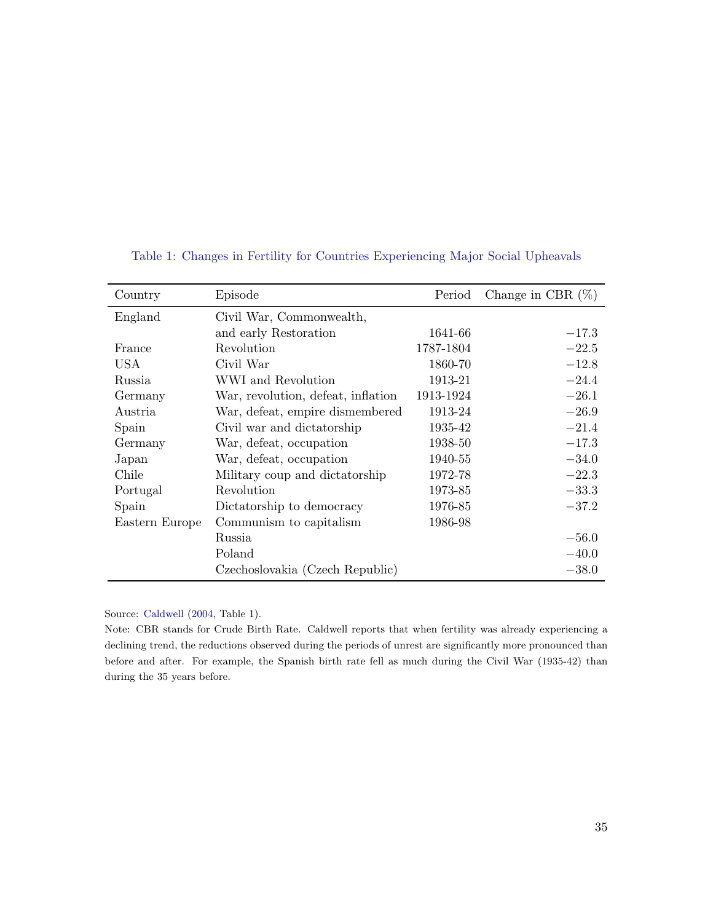Table 1: Changes in Fertility for Countries Experiencing Major Social Upheavals

| Country | Episode | Period | Change in CBR (%) |
|---|---|---|---|
| England | Civil War, Commonwealth, and early Restoration | 1641-66 | −17.3 |
| France | Revolution | 1787-1804 | −22.5 |
| USA | Civil War | 1860-70 | −12.8 |
| Russia | WWI and Revolution | 1913-21 | −24.4 |
| Germany | War, revolution, defeat, inflation | 1913-1924 | −26.1 |
| Austria | War, defeat, empire dismembered | 1913-24 | −26.9 |
| Spain | Civil war and dictatorship | 1935-42 | −21.4 |
| Germany | War, defeat, occupation | 1938-50 | −17.3 |
| Japan | War, defeat, occupation | 1940-55 | −34.0 |
| Chile | Military coup and dictatorship | 1972-78 | −22.3 |
| Portugal | Revolution | 1973-85 | −33.3 |
| Spain | Dictatorship to democracy | 1976-85 | −37.2 |
| Eastern Europe | Communism to capitalism | 1986-98 | |
| | Russia | | −56.0 |
| | Poland | | −40.0 |
| | Czechoslovakia (Czech Republic) | | −38.0 |

Source: Caldwell (2004, Table 1).

Note: CBR stands for Crude Birth Rate. Caldwell reports that when fertility was already experiencing a declining trend, the reductions observed during the periods of unrest are significantly more pronounced than before and after. For example, the Spanish birth rate fell as much during the Civil War (1935-42) than during the 35 years before.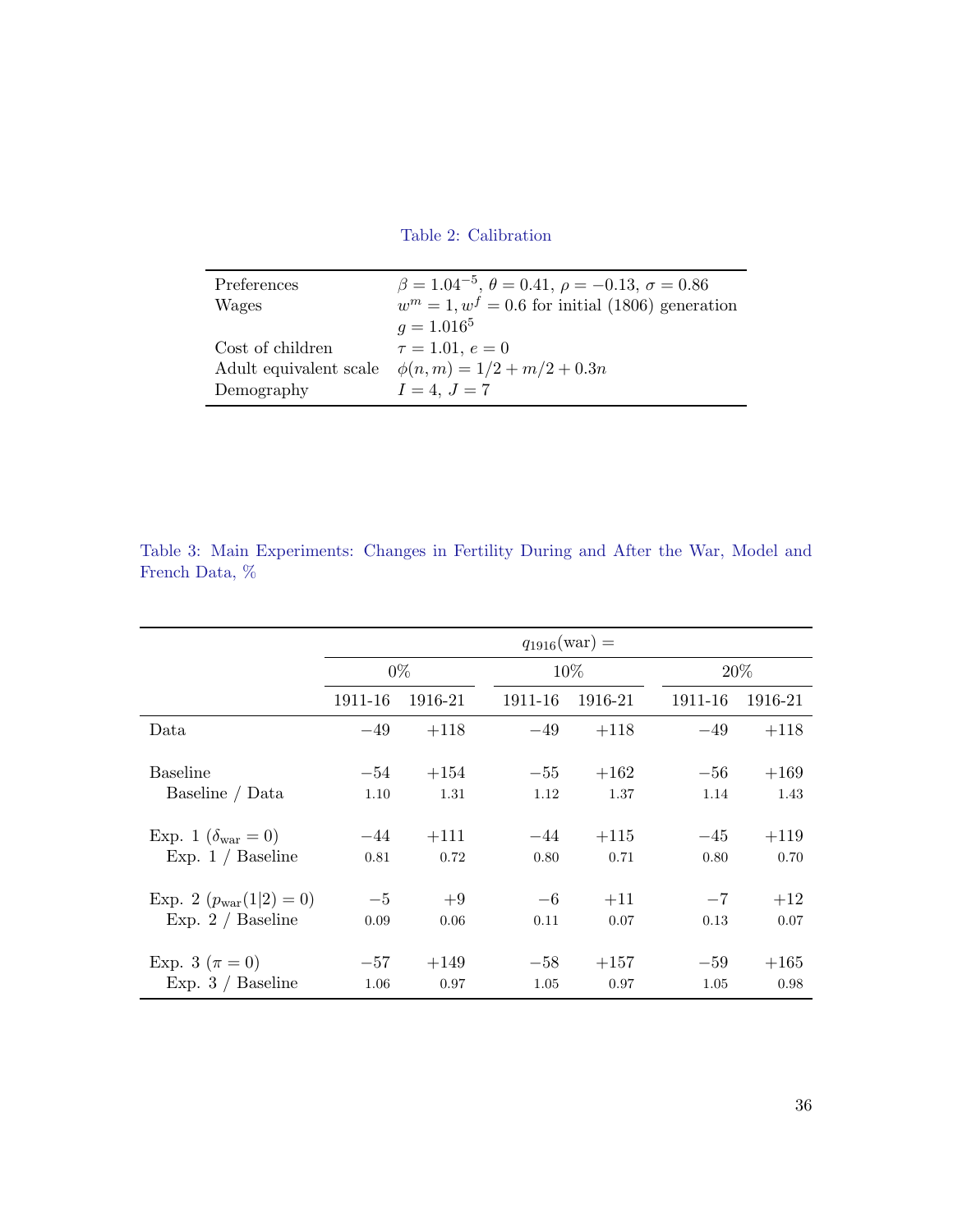Table 2: Calibration

| | |
|---|---|
| Preferences | $\beta = 1.04^{-5}$, $\theta = 0.41$, $\rho = -0.13$, $\sigma = 0.86$ |
| Wages | $w^m = 1, w^f = 0.6$ for initial (1806) generation |
| | $g = 1.016^5$ |
| Cost of children | $\tau = 1.01$, $e = 0$ |
| Adult equivalent scale | $\phi(n, m) = 1/2 + m/2 + 0.3n$ |
| Demography | $I = 4$, $J = 7$ |

Table 3: Main Experiments: Changes in Fertility During and After the War, Model and French Data, %

| | $q_{1916}(\text{war}) =$ | | | | | |
|---|---|---|---|---|---|---|
| | 0% | | 10% | | 20% | |
| | 1911-16 | 1916-21 | 1911-16 | 1916-21 | 1911-16 | 1916-21 |
| Data | −49 | +118 | −49 | +118 | −49 | +118 |
| Baseline | −54 | +154 | −55 | +162 | −56 | +169 |
| Baseline / Data | 1.10 | 1.31 | 1.12 | 1.37 | 1.14 | 1.43 |
| Exp. 1 ($\delta_{\text{war}} = 0$) | −44 | +111 | −44 | +115 | −45 | +119 |
| Exp. 1 / Baseline | 0.81 | 0.72 | 0.80 | 0.71 | 0.80 | 0.70 |
| Exp. 2 ($p_{\text{war}}(1\|2) = 0$) | −5 | +9 | −6 | +11 | −7 | +12 |
| Exp. 2 / Baseline | 0.09 | 0.06 | 0.11 | 0.07 | 0.13 | 0.07 |
| Exp. 3 ($\pi = 0$) | −57 | +149 | −58 | +157 | −59 | +165 |
| Exp. 3 / Baseline | 1.06 | 0.97 | 1.05 | 0.97 | 1.05 | 0.98 |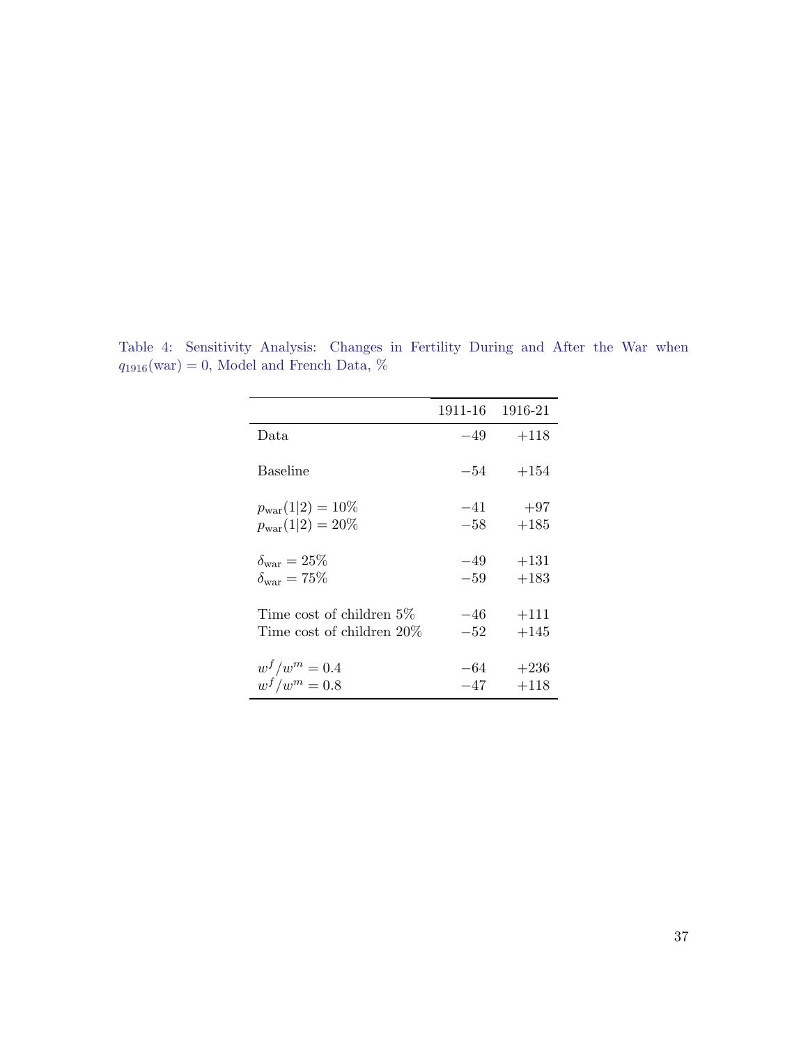Table 4: Sensitivity Analysis: Changes in Fertility During and After the War when $q_{1916}(\text{war}) = 0$, Model and French Data, %

| | 1911-16 | 1916-21 |
|---|---|---|
| Data | $-49$ | $+118$ |
| Baseline | $-54$ | $+154$ |
| $p_{\text{war}}(1\|2) = 10\%$ | $-41$ | $+97$ |
| $p_{\text{war}}(1\|2) = 20\%$ | $-58$ | $+185$ |
| $\delta_{\text{war}} = 25\%$ | $-49$ | $+131$ |
| $\delta_{\text{war}} = 75\%$ | $-59$ | $+183$ |
| Time cost of children 5% | $-46$ | $+111$ |
| Time cost of children 20% | $-52$ | $+145$ |
| $w^f/w^m = 0.4$ | $-64$ | $+236$ |
| $w^f/w^m = 0.8$ | $-47$ | $+118$ |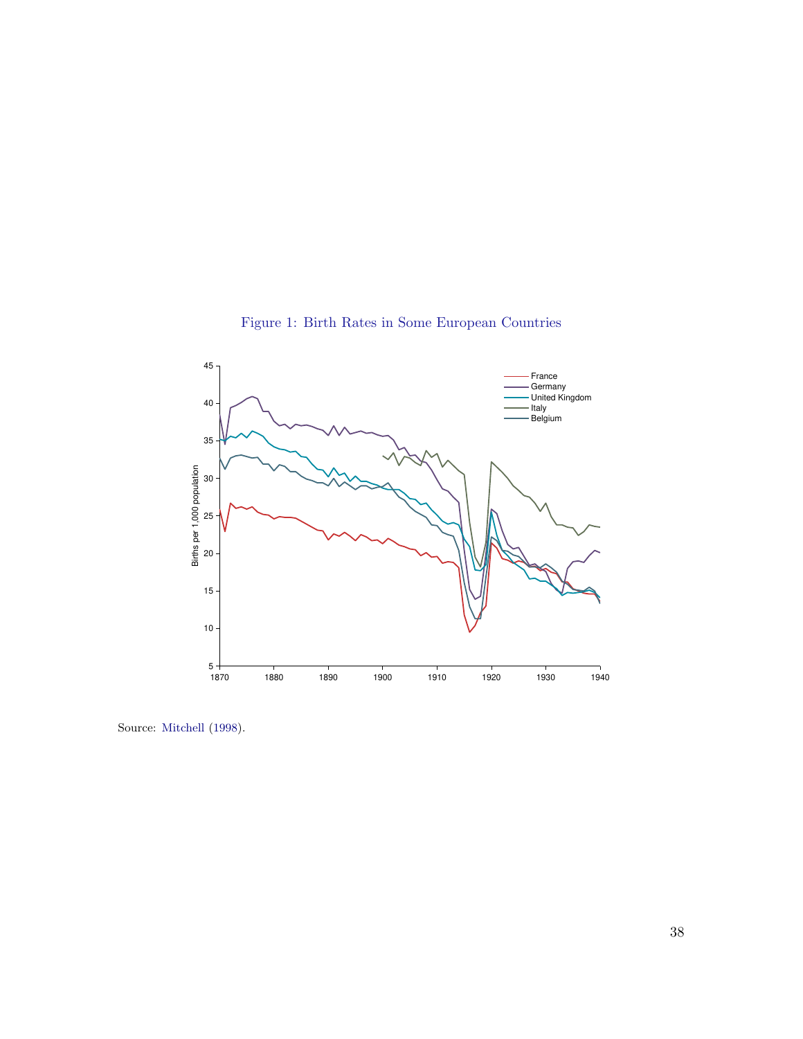Figure 1: Birth Rates in Some European Countries

Source: Mitchell (1998).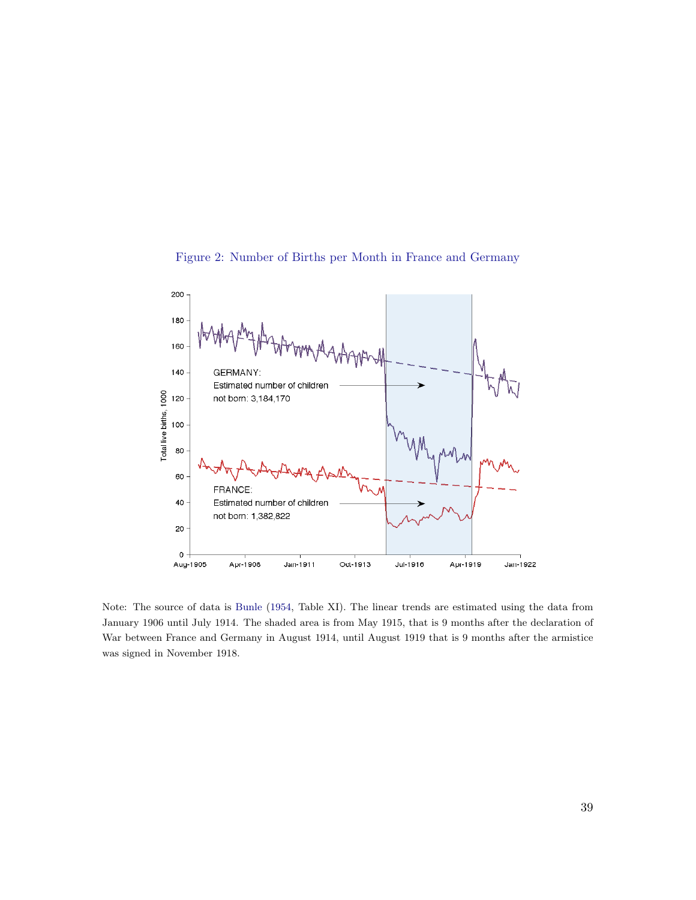Figure 2: Number of Births per Month in France and Germany

Note: The source of data is Bunle (1954, Table XI). The linear trends are estimated using the data from January 1906 until July 1914. The shaded area is from May 1915, that is 9 months after the declaration of War between France and Germany in August 1914, until August 1919 that is 9 months after the armistice was signed in November 1918.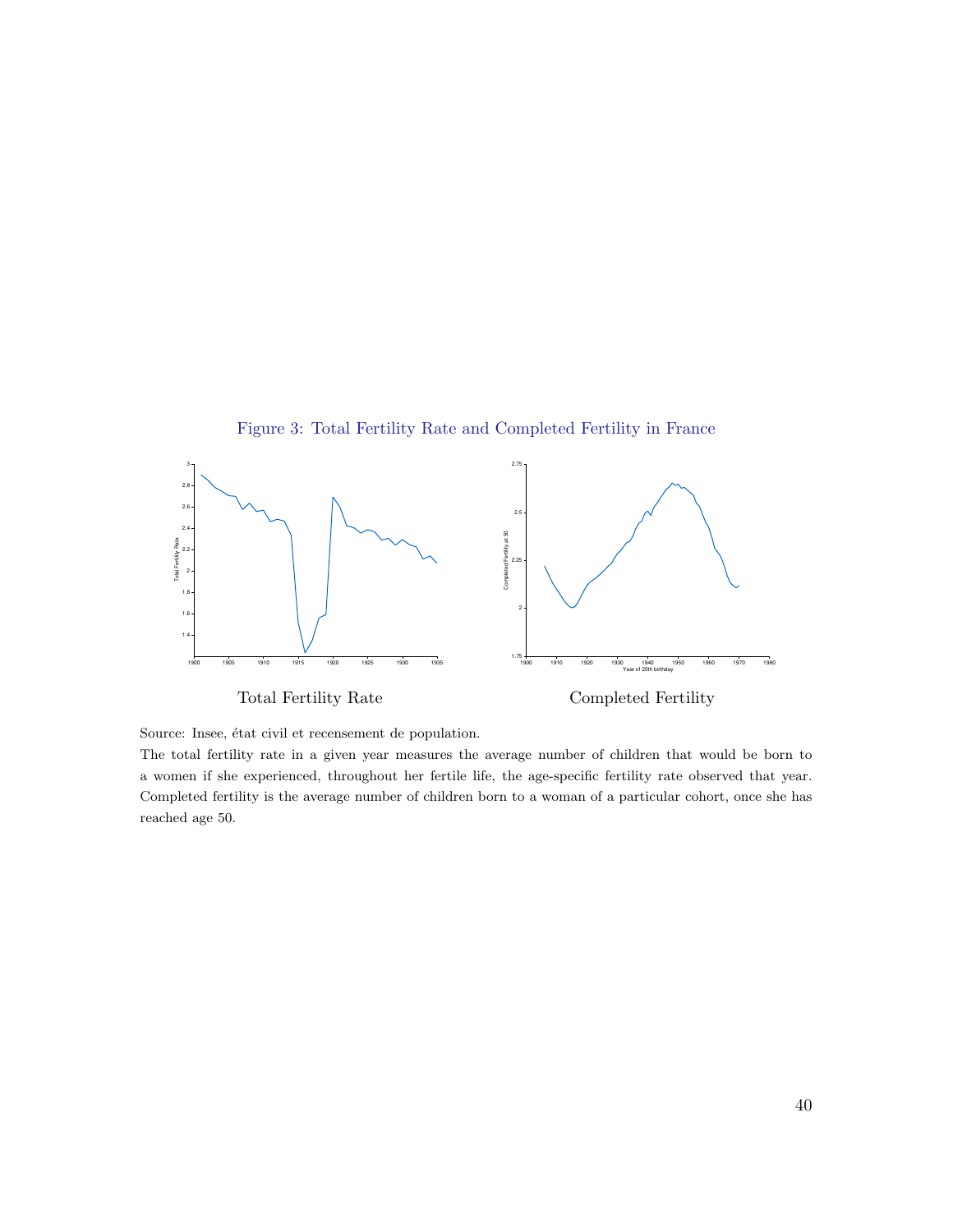Figure 3: Total Fertility Rate and Completed Fertility in France

Total Fertility Rate

Completed Fertility

Source: Insee, état civil et recensement de population.

The total fertility rate in a given year measures the average number of children that would be born to a women if she experienced, throughout her fertile life, the age-specific fertility rate observed that year. Completed fertility is the average number of children born to a woman of a particular cohort, once she has reached age 50.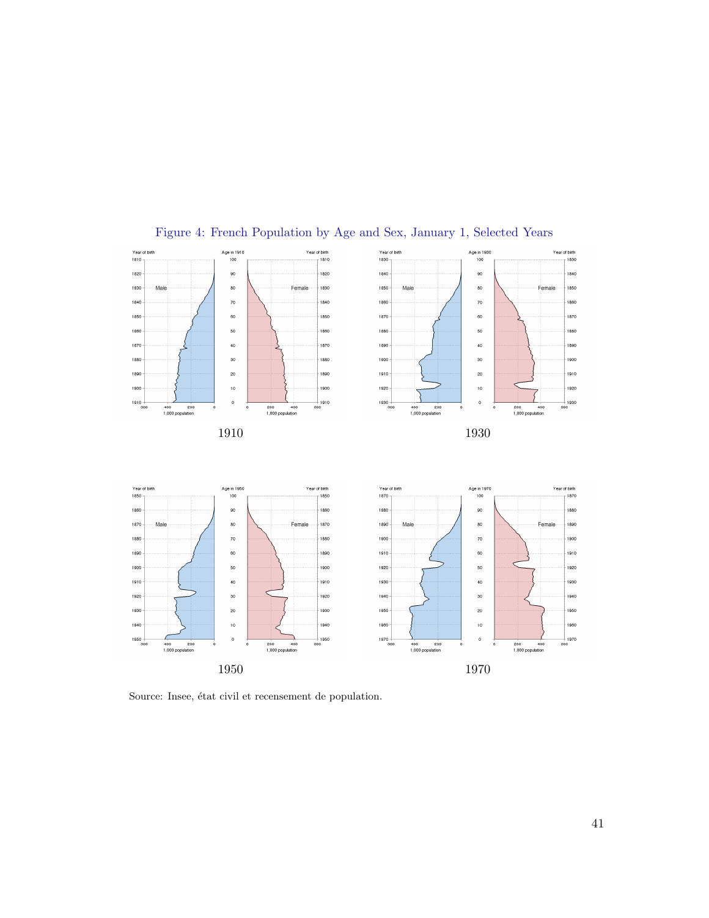Figure 4: French Population by Age and Sex, January 1, Selected Years

1910

1930

1950

1970

Source: Insee, état civil et recensement de population.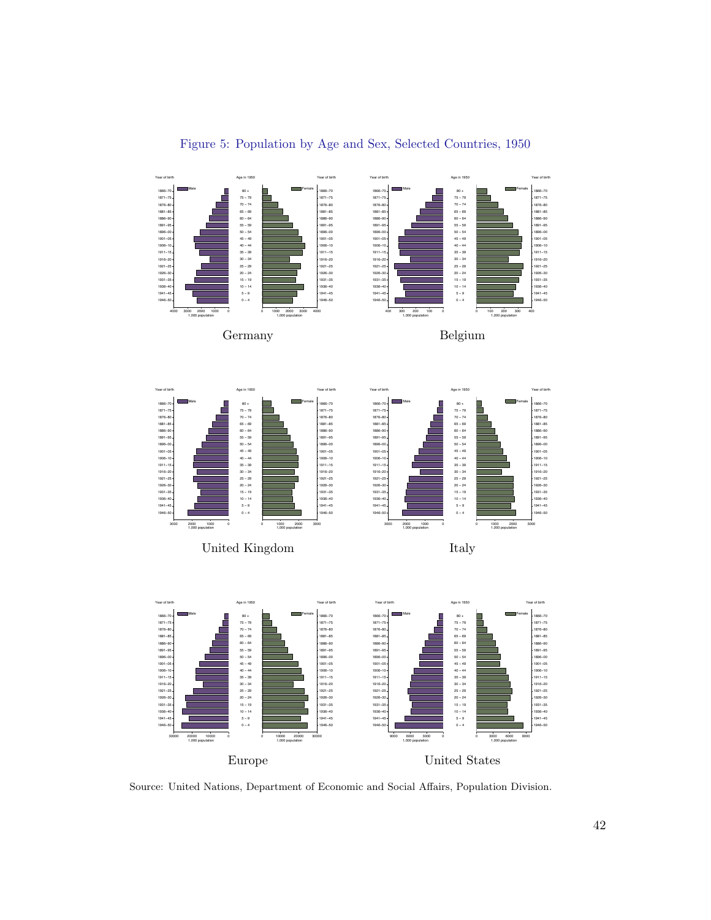Figure 5: Population by Age and Sex, Selected Countries, 1950

Germany

Belgium

United Kingdom

Italy

Europe

United States

Source: United Nations, Department of Economic and Social Affairs, Population Division.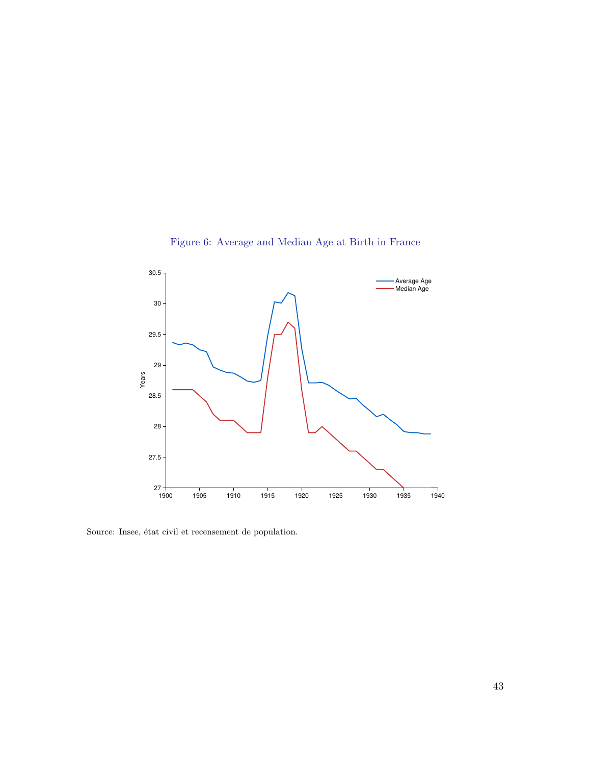Figure 6: Average and Median Age at Birth in France

Source: Insee, état civil et recensement de population.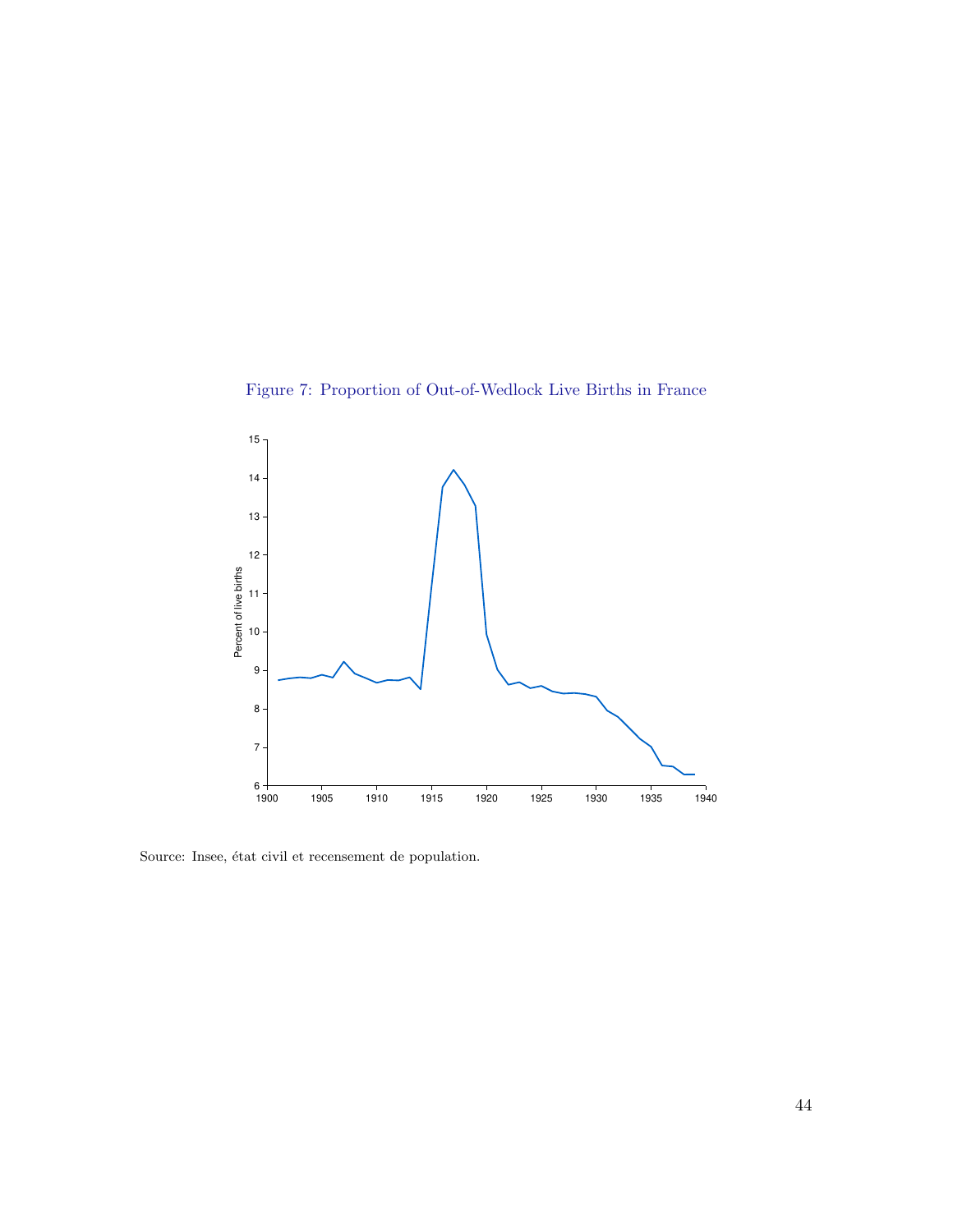Figure 7: Proportion of Out-of-Wedlock Live Births in France

Source: Insee, état civil et recensement de population.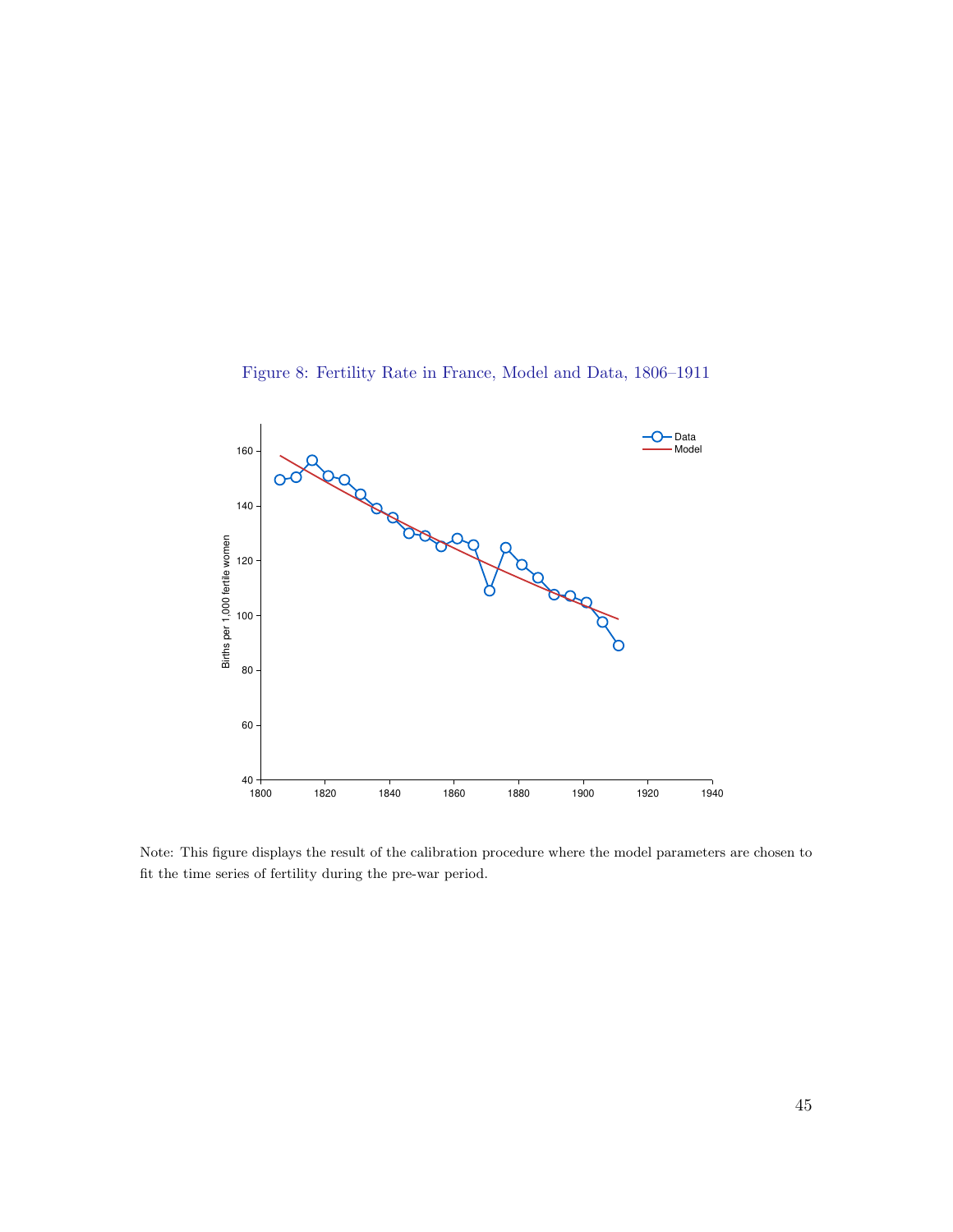Figure 8: Fertility Rate in France, Model and Data, 1806–1911

Note: This figure displays the result of the calibration procedure where the model parameters are chosen to fit the time series of fertility during the pre-war period.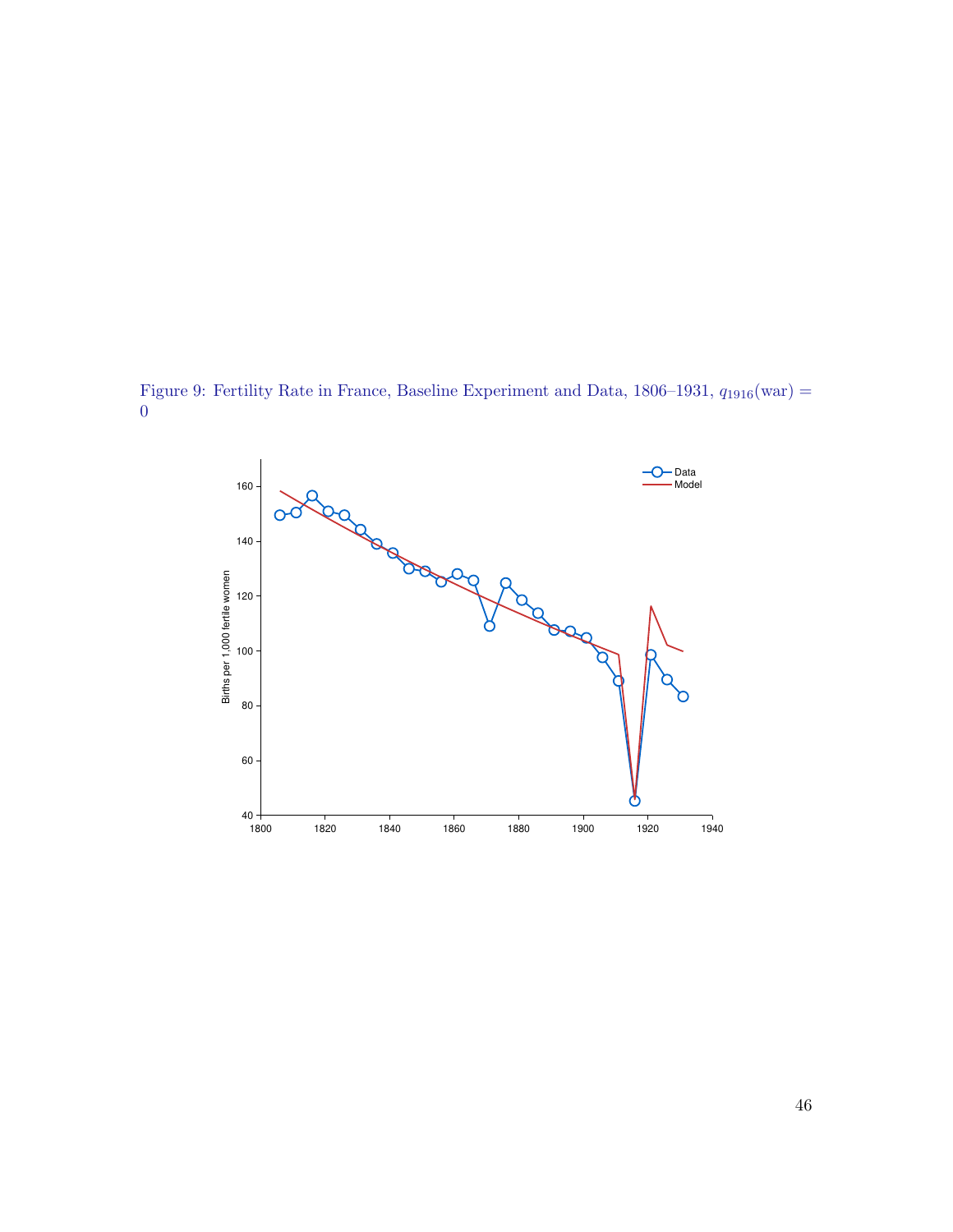Figure 9: Fertility Rate in France, Baseline Experiment and Data, 1806–1931, $q_{1916}(\text{war}) = 0$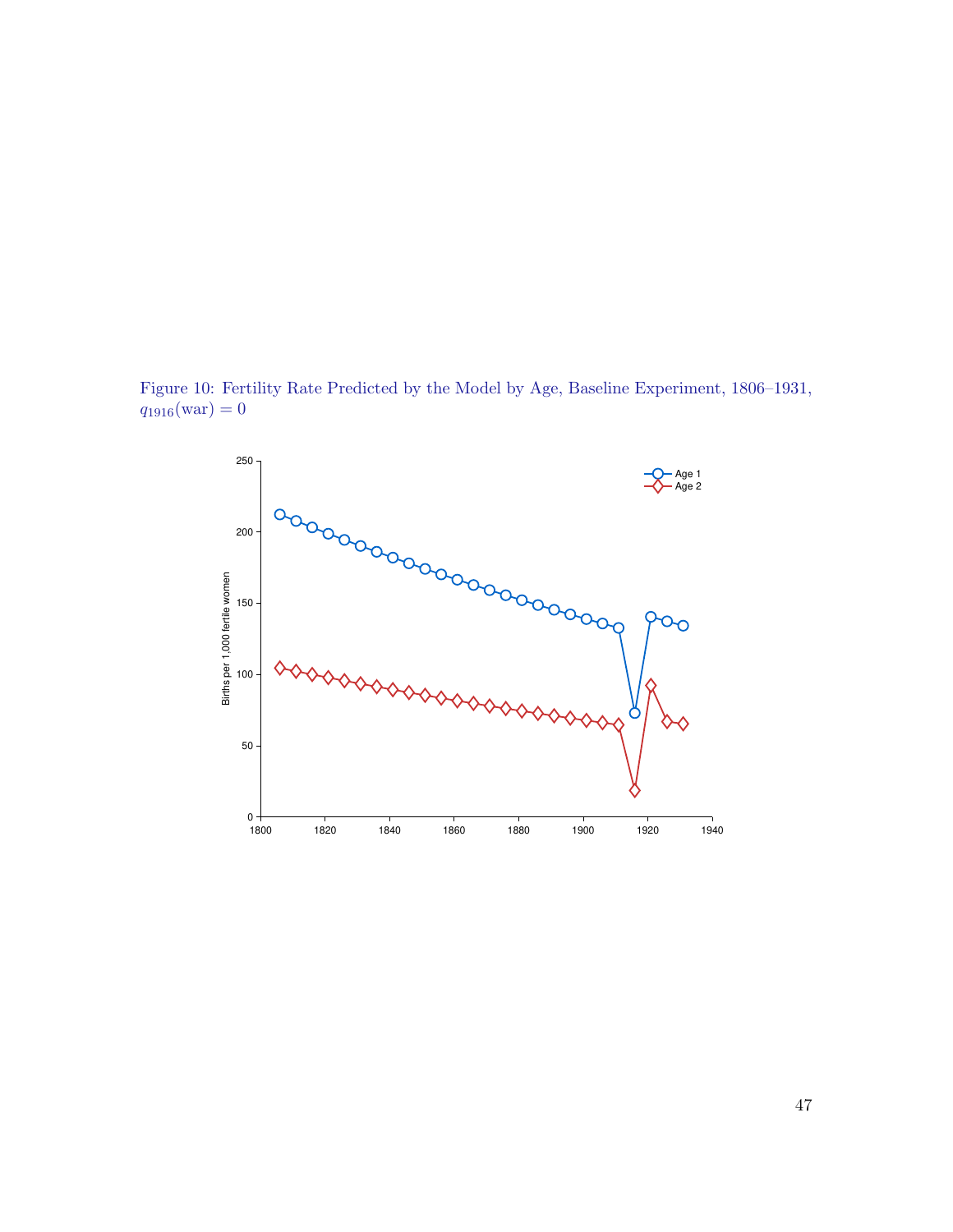Figure 10: Fertility Rate Predicted by the Model by Age, Baseline Experiment, 1806–1931, $q_{1916}(\text{war}) = 0$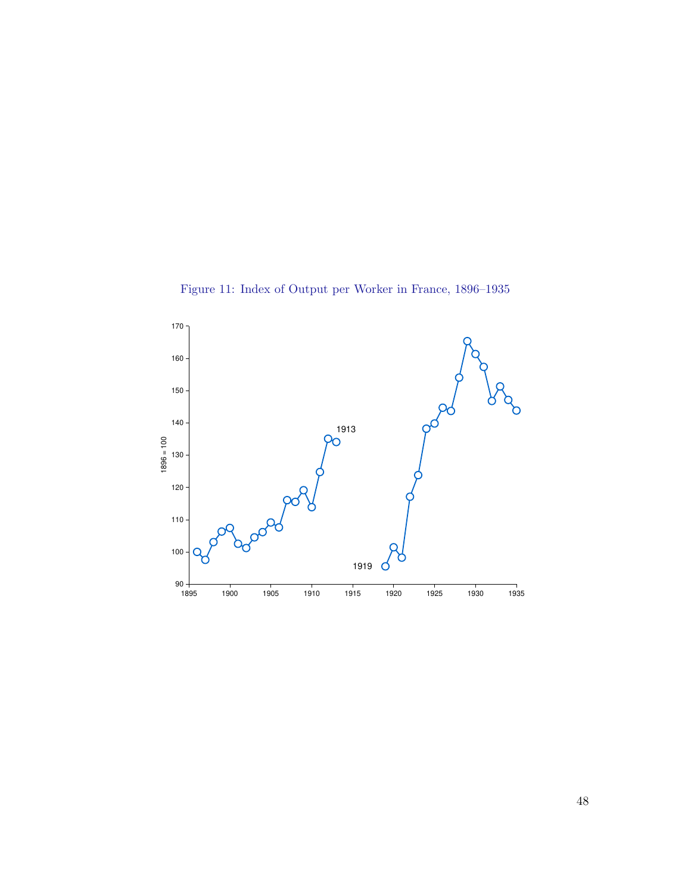Figure 11: Index of Output per Worker in France, 1896–1935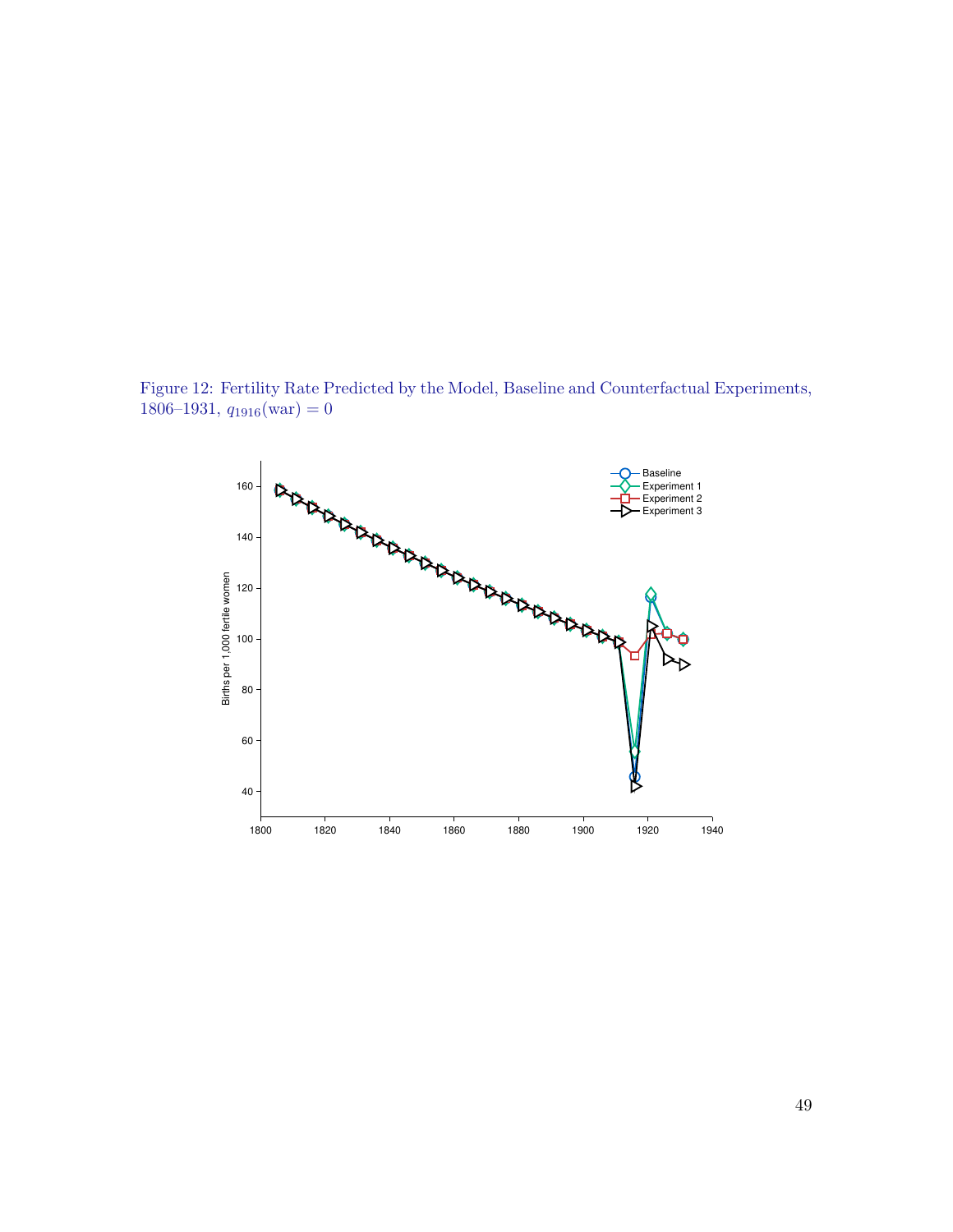Figure 12: Fertility Rate Predicted by the Model, Baseline and Counterfactual Experiments, 1806–1931, $q_{1916}(\text{war}) = 0$

Baseline
Experiment 1
Experiment 2
Experiment 3

Births per 1,000 fertile women

160
140
120
100
80
60
40

1800
1820
1840
1860
1880
1900
1920
1940